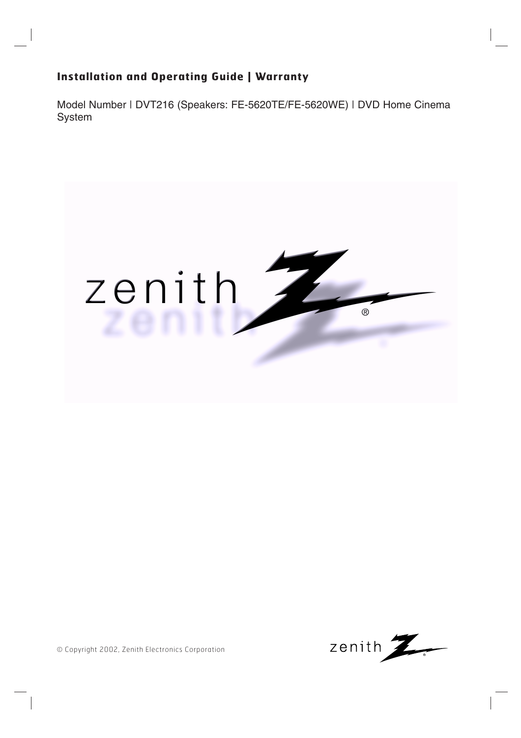# Installation and Operating Guide | Warranty

Model Number | DVT216 (Speakers: FE-5620TE/FE-5620WE) | DVD Home Cinema System

© Copyright 2002, Zenith Electronics Corporation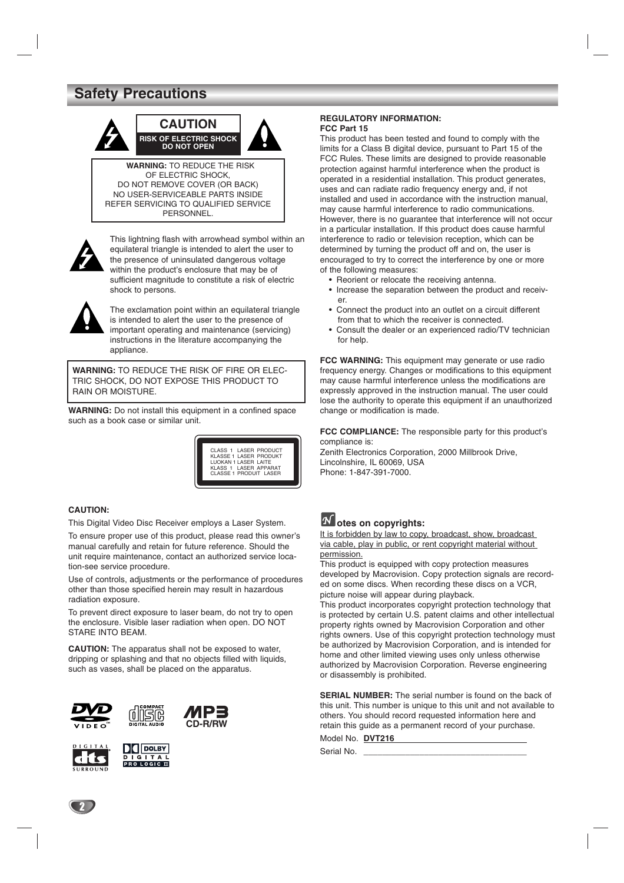# Safety Precautions

**CAUTION**

**RISK OF ELECTRIC SHOCK DO NOT OPEN**

**WARNING:** TO REDUCE THE RISK OF ELECTRIC SHOCK, DO NOT REMOVE COVER (OR BACK) NO USER-SERVICEABLE PARTS INSIDE REFER SERVICING TO QUALIFIED SERVICE PERSONNEL.

This lightning flash with arrowhead symbol within an equilateral triangle is intended to alert the user to the presence of uninsulated dangerous voltage within the product's enclosure that may be of sufficient magnitude to constitute a risk of electric shock to persons.

The exclamation point within an equilateral triangle is intended to alert the user to the presence of important operating and maintenance (servicing) instructions in the literature accompanying the appliance.

**WARNING:** TO REDUCE THE RISK OF FIRE OR ELECTRIC SHOCK, DO NOT EXPOSE THIS PRODUCT TO RAIN OR MOISTURE.

**WARNING:** Do not install this equipment in a confined space such as a book case or similar unit.

CLASS 1 LASER PRODUCT
KLASSE 1 LASER PRODUKT
LUOKAN 1 LASER LAITE
KLASS 1 LASER APPARAT
CLASSE 1 PRODUIT LASER

**CAUTION:**

This Digital Video Disc Receiver employs a Laser System.

To ensure proper use of this product, please read this owner's manual carefully and retain for future reference. Should the unit require maintenance, contact an authorized service location-see service procedure.

Use of controls, adjustments or the performance of procedures other than those specified herein may result in hazardous radiation exposure.

To prevent direct exposure to laser beam, do not try to open the enclosure. Visible laser radiation when open. DO NOT STARE INTO BEAM.

**CAUTION:** The apparatus shall not be exposed to water, dripping or splashing and that no objects filled with liquids, such as vases, shall be placed on the apparatus.

MP3 CD-R/RW

**REGULATORY INFORMATION:**
**FCC Part 15**

This product has been tested and found to comply with the limits for a Class B digital device, pursuant to Part 15 of the FCC Rules. These limits are designed to provide reasonable protection against harmful interference when the product is operated in a residential installation. This product generates, uses and can radiate radio frequency energy and, if not installed and used in accordance with the instruction manual, may cause harmful interference to radio communications. However, there is no guarantee that interference will not occur in a particular installation. If this product does cause harmful interference to radio or television reception, which can be determined by turning the product off and on, the user is encouraged to try to correct the interference by one or more of the following measures:

- Reorient or relocate the receiving antenna.
- Increase the separation between the product and receiver.
- Connect the product into an outlet on a circuit different from that to which the receiver is connected.
- Consult the dealer or an experienced radio/TV technician for help.

**FCC WARNING:** This equipment may generate or use radio frequency energy. Changes or modifications to this equipment may cause harmful interference unless the modifications are expressly approved in the instruction manual. The user could lose the authority to operate this equipment if an unauthorized change or modification is made.

**FCC COMPLIANCE:** The responsible party for this product's compliance is:
Zenith Electronics Corporation, 2000 Millbrook Drive, Lincolnshire, IL 60069, USA
Phone: 1-847-391-7000.

## Notes on copyrights:

It is forbidden by law to copy, broadcast, show, broadcast via cable, play in public, or rent copyright material without permission.

This product is equipped with copy protection measures developed by Macrovision. Copy protection signals are recorded on some discs. When recording these discs on a VCR, picture noise will appear during playback.

This product incorporates copyright protection technology that is protected by certain U.S. patent claims and other intellectual property rights owned by Macrovision Corporation and other rights owners. Use of this copyright protection technology must be authorized by Macrovision Corporation, and is intended for home and other limited viewing uses only unless otherwise authorized by Macrovision Corporation. Reverse engineering or disassembly is prohibited.

**SERIAL NUMBER:** The serial number is found on the back of this unit. This number is unique to this unit and not available to others. You should record requested information here and retain this guide as a permanent record of your purchase.

Model No. **DVT216**

Serial No. ______________________________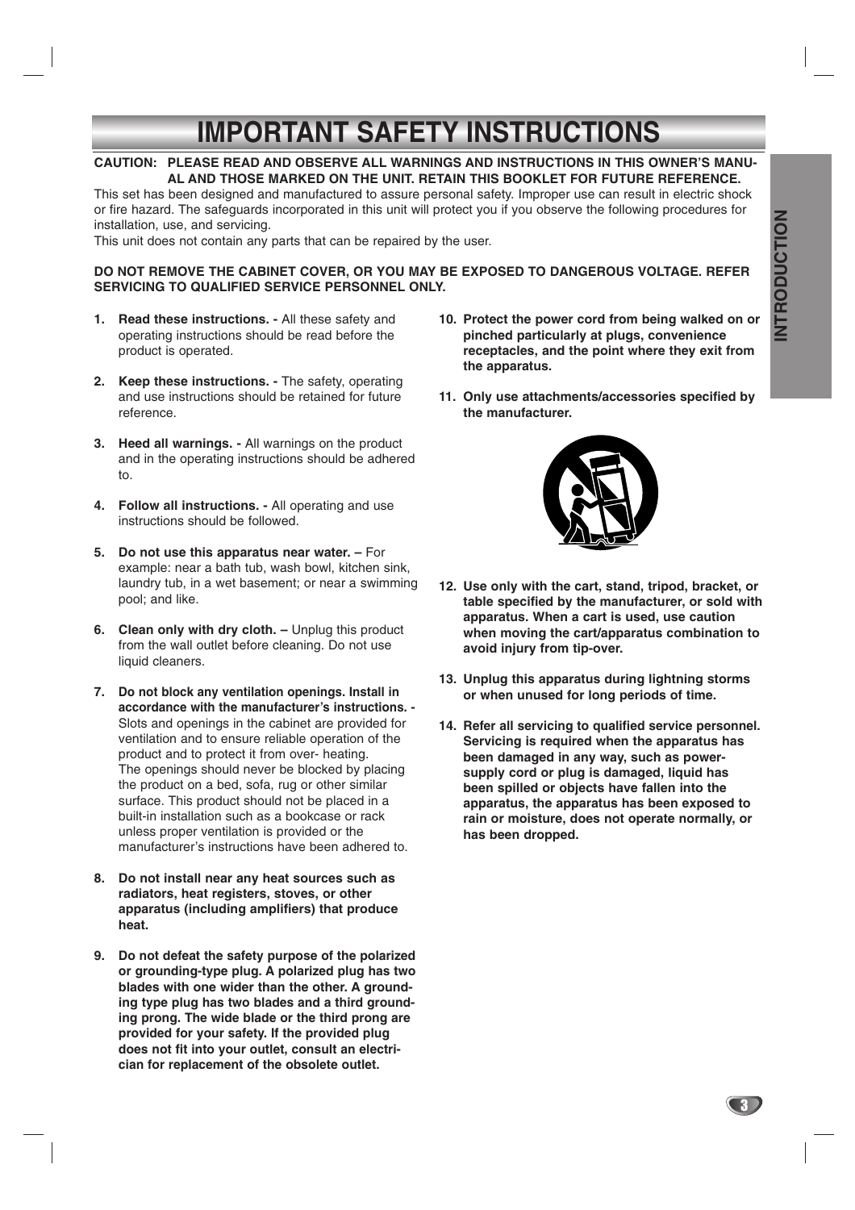# IMPORTANT SAFETY INSTRUCTIONS

**CAUTION: PLEASE READ AND OBSERVE ALL WARNINGS AND INSTRUCTIONS IN THIS OWNER'S MANUAL AND THOSE MARKED ON THE UNIT. RETAIN THIS BOOKLET FOR FUTURE REFERENCE.**

This set has been designed and manufactured to assure personal safety. Improper use can result in electric shock or fire hazard. The safeguards incorporated in this unit will protect you if you observe the following procedures for installation, use, and servicing.

This unit does not contain any parts that can be repaired by the user.

**DO NOT REMOVE THE CABINET COVER, OR YOU MAY BE EXPOSED TO DANGEROUS VOLTAGE. REFER SERVICING TO QUALIFIED SERVICE PERSONNEL ONLY.**

1. **Read these instructions. -** All these safety and operating instructions should be read before the product is operated.
2. **Keep these instructions. -** The safety, operating and use instructions should be retained for future reference.
3. **Heed all warnings. -** All warnings on the product and in the operating instructions should be adhered to.
4. **Follow all instructions. -** All operating and use instructions should be followed.
5. **Do not use this apparatus near water. –** For example: near a bath tub, wash bowl, kitchen sink, laundry tub, in a wet basement; or near a swimming pool; and like.
6. **Clean only with dry cloth. –** Unplug this product from the wall outlet before cleaning. Do not use liquid cleaners.
7. **Do not block any ventilation openings. Install in accordance with the manufacturer's instructions. -** Slots and openings in the cabinet are provided for ventilation and to ensure reliable operation of the product and to protect it from over- heating. The openings should never be blocked by placing the product on a bed, sofa, rug or other similar surface. This product should not be placed in a built-in installation such as a bookcase or rack unless proper ventilation is provided or the manufacturer's instructions have been adhered to.
8. **Do not install near any heat sources such as radiators, heat registers, stoves, or other apparatus (including amplifiers) that produce heat.**
9. **Do not defeat the safety purpose of the polarized or grounding-type plug. A polarized plug has two blades with one wider than the other. A grounding type plug has two blades and a third grounding prong. The wide blade or the third prong are provided for your safety. If the provided plug does not fit into your outlet, consult an electrician for replacement of the obsolete outlet.**
10. **Protect the power cord from being walked on or pinched particularly at plugs, convenience receptacles, and the point where they exit from the apparatus.**
11. **Only use attachments/accessories specified by the manufacturer.**
12. **Use only with the cart, stand, tripod, bracket, or table specified by the manufacturer, or sold with apparatus. When a cart is used, use caution when moving the cart/apparatus combination to avoid injury from tip-over.**
13. **Unplug this apparatus during lightning storms or when unused for long periods of time.**
14. **Refer all servicing to qualified service personnel. Servicing is required when the apparatus has been damaged in any way, such as power-supply cord or plug is damaged, liquid has been spilled or objects have fallen into the apparatus, the apparatus has been exposed to rain or moisture, does not operate normally, or has been dropped.**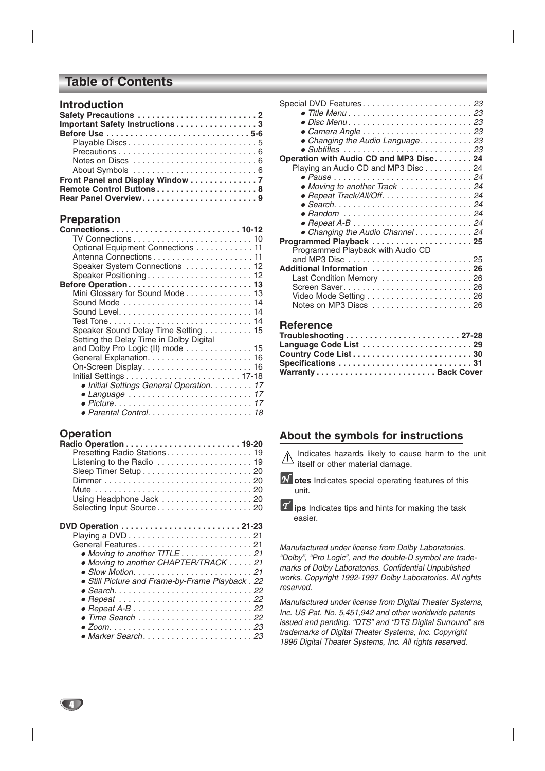# Table of Contents

## Introduction

**Safety Precautions . . . . . . . . . . . . . . . . . . . . . . . . . 2**
**Important Safety Instructions . . . . . . . . . . . . . . . . . 3**
**Before Use . . . . . . . . . . . . . . . . . . . . . . . . . . . . . . 5-6**
- Playable Discs . . . . . . . . . . . . . . . . . . . . . . . . . . . 5
- Precautions . . . . . . . . . . . . . . . . . . . . . . . . . . . . . 6
- Notes on Discs . . . . . . . . . . . . . . . . . . . . . . . . . . 6
- About Symbols . . . . . . . . . . . . . . . . . . . . . . . . . . 6

**Front Panel and Display Window . . . . . . . . . . . . . . 7**
**Remote Control Buttons . . . . . . . . . . . . . . . . . . . . . 8**
**Rear Panel Overview . . . . . . . . . . . . . . . . . . . . . . . . 9**

## Preparation

**Connections . . . . . . . . . . . . . . . . . . . . . . . . . . . 10-12**
- TV Connections . . . . . . . . . . . . . . . . . . . . . . . . . 10
- Optional Equipment Connections . . . . . . . . . . . . 11
- Antenna Connections . . . . . . . . . . . . . . . . . . . . . 11
- Speaker System Connections . . . . . . . . . . . . . . 12
- Speaker Positioning . . . . . . . . . . . . . . . . . . . . . . 12

**Before Operation . . . . . . . . . . . . . . . . . . . . . . . . . . 13**
- Mini Glossary for Sound Mode . . . . . . . . . . . . . . 13
- Sound Mode . . . . . . . . . . . . . . . . . . . . . . . . . . . 14
- Sound Level . . . . . . . . . . . . . . . . . . . . . . . . . . . . 14
- Test Tone . . . . . . . . . . . . . . . . . . . . . . . . . . . . . . 14
- Speaker Sound Delay Time Setting . . . . . . . . . . 15
- Setting the Delay Time in Dolby Digital and Dolby Pro Logic (II) mode . . . . . . . . . . . . . . 15
- General Explanation . . . . . . . . . . . . . . . . . . . . . . 16
- On-Screen Display . . . . . . . . . . . . . . . . . . . . . . . 16
- Initial Settings . . . . . . . . . . . . . . . . . . . . . . . . 17-18
  - *Initial Settings General Operation . . . . . . . . . 17*
  - *Language . . . . . . . . . . . . . . . . . . . . . . . . . . 17*
  - *Picture . . . . . . . . . . . . . . . . . . . . . . . . . . . . . 17*
  - *Parental Control . . . . . . . . . . . . . . . . . . . . . . 18*

## Operation

**Radio Operation . . . . . . . . . . . . . . . . . . . . . . . . 19-20**
- Presetting Radio Stations . . . . . . . . . . . . . . . . . . 19
- Listening to the Radio . . . . . . . . . . . . . . . . . . . . 19
- Sleep Timer Setup . . . . . . . . . . . . . . . . . . . . . . . 20
- Dimmer . . . . . . . . . . . . . . . . . . . . . . . . . . . . . . . . 20
- Mute . . . . . . . . . . . . . . . . . . . . . . . . . . . . . . . . . 20
- Using Headphone Jack . . . . . . . . . . . . . . . . . . . 20
- Selecting Input Source . . . . . . . . . . . . . . . . . . . . 20

**DVD Operation . . . . . . . . . . . . . . . . . . . . . . . . . 21-23**
- Playing a DVD . . . . . . . . . . . . . . . . . . . . . . . . . . 21
- General Features . . . . . . . . . . . . . . . . . . . . . . . . 21
  - *Moving to another TITLE . . . . . . . . . . . . . . . 21*
  - *Moving to another CHAPTER/TRACK . . . . . 21*
  - *Slow Motion . . . . . . . . . . . . . . . . . . . . . . . . . 21*
  - *Still Picture and Frame-by-Frame Playback . 22*
  - *Search . . . . . . . . . . . . . . . . . . . . . . . . . . . . . 22*
  - *Repeat . . . . . . . . . . . . . . . . . . . . . . . . . . . . 22*
  - *Repeat A-B . . . . . . . . . . . . . . . . . . . . . . . . . 22*
  - *Time Search . . . . . . . . . . . . . . . . . . . . . . . . 22*
  - *Zoom . . . . . . . . . . . . . . . . . . . . . . . . . . . . . . 23*
  - *Marker Search . . . . . . . . . . . . . . . . . . . . . . . 23*
- Special DVD Features . . . . . . . . . . . . . . . . . . . . . . . *23*
  - *Title Menu . . . . . . . . . . . . . . . . . . . . . . . . . . 23*
  - *Disc Menu . . . . . . . . . . . . . . . . . . . . . . . . . . 23*
  - *Camera Angle . . . . . . . . . . . . . . . . . . . . . . . 23*
  - *Changing the Audio Language . . . . . . . . . . . 23*
  - *Subtitles . . . . . . . . . . . . . . . . . . . . . . . . . . . 23*

**Operation with Audio CD and MP3 Disc . . . . . . . . 24**
- Playing an Audio CD and MP3 Disc . . . . . . . . . . 24
  - *Pause . . . . . . . . . . . . . . . . . . . . . . . . . . . . . 24*
  - *Moving to another Track . . . . . . . . . . . . . . . 24*
  - *Repeat Track/All/Off . . . . . . . . . . . . . . . . . . . 24*
  - *Search . . . . . . . . . . . . . . . . . . . . . . . . . . . . . 24*
  - *Random . . . . . . . . . . . . . . . . . . . . . . . . . . . 24*
  - *Repeat A-B . . . . . . . . . . . . . . . . . . . . . . . . . 24*
  - *Changing the Audio Channel . . . . . . . . . . . . 24*

**Programmed Playback . . . . . . . . . . . . . . . . . . . . . 25**
- Programmed Playback with Audio CD and MP3 Disc . . . . . . . . . . . . . . . . . . . . . . . . . . 25

**Additional Information . . . . . . . . . . . . . . . . . . . . . 26**
- Last Condition Memory . . . . . . . . . . . . . . . . . . . 26
- Screen Saver . . . . . . . . . . . . . . . . . . . . . . . . . . . 26
- Video Mode Setting . . . . . . . . . . . . . . . . . . . . . . 26
- Notes on MP3 Discs . . . . . . . . . . . . . . . . . . . . . 26

## Reference

**Troubleshooting . . . . . . . . . . . . . . . . . . . . . . . . 27-28**
**Language Code List . . . . . . . . . . . . . . . . . . . . . . . 29**
**Country Code List . . . . . . . . . . . . . . . . . . . . . . . . . 30**
**Specifications . . . . . . . . . . . . . . . . . . . . . . . . . . . . 31**
**Warranty . . . . . . . . . . . . . . . . . . . . . . . . . Back Cover**

## About the symbols for instructions

⚠ Indicates hazards likely to cause harm to the unit itself or other material damage.

**Notes** Indicates special operating features of this unit.

**Tips** Indicates tips and hints for making the task easier.

*Manufactured under license from Dolby Laboratories. "Dolby", "Pro Logic", and the double-D symbol are trademarks of Dolby Laboratories. Confidential Unpublished works. Copyright 1992-1997 Dolby Laboratories. All rights reserved.*

*Manufactured under license from Digital Theater Systems, Inc. US Pat. No. 5,451,942 and other worldwide patents issued and pending. "DTS" and "DTS Digital Surround" are trademarks of Digital Theater Systems, Inc. Copyright 1996 Digital Theater Systems, Inc. All rights reserved.*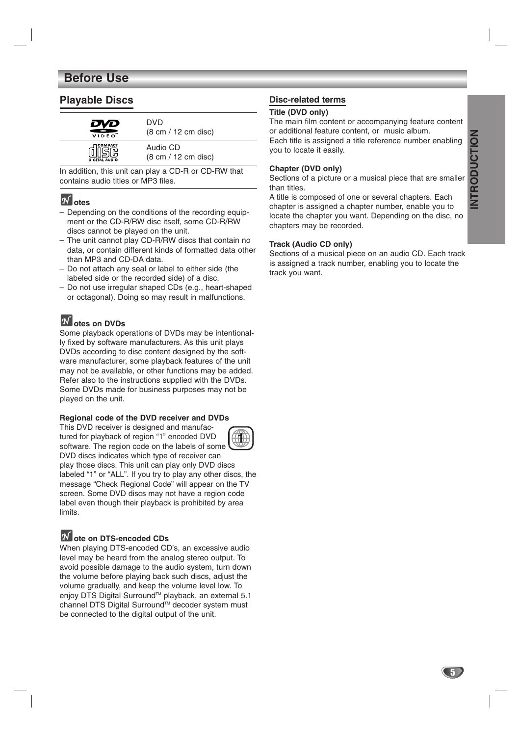# Before Use

## Playable Discs

| | |
|---|---|
| DVD VIDEO | DVD (8 cm / 12 cm disc) |
| COMPACT disc DIGITAL AUDIO | Audio CD (8 cm / 12 cm disc) |

In addition, this unit can play a CD-R or CD-RW that contains audio titles or MP3 files.

**Notes**

– Depending on the conditions of the recording equipment or the CD-R/RW disc itself, some CD-R/RW discs cannot be played on the unit.
– The unit cannot play CD-R/RW discs that contain no data, or contain different kinds of formatted data other than MP3 and CD-DA data.
– Do not attach any seal or label to either side (the labeled side or the recorded side) of a disc.
– Do not use irregular shaped CDs (e.g., heart-shaped or octagonal). Doing so may result in malfunctions.

**Notes on DVDs**

Some playback operations of DVDs may be intentionally fixed by software manufacturers. As this unit plays DVDs according to disc content designed by the software manufacturer, some playback features of the unit may not be available, or other functions may be added. Refer also to the instructions supplied with the DVDs. Some DVDs made for business purposes may not be played on the unit.

**Regional code of the DVD receiver and DVDs**

This DVD receiver is designed and manufactured for playback of region "1" encoded DVD software. The region code on the labels of some DVD discs indicates which type of receiver can play those discs. This unit can play only DVD discs labeled "1" or "ALL". If you try to play any other discs, the message "Check Regional Code" will appear on the TV screen. Some DVD discs may not have a region code label even though their playback is prohibited by area limits.

**Note on DTS-encoded CDs**

When playing DTS-encoded CD's, an excessive audio level may be heard from the analog stereo output. To avoid possible damage to the audio system, turn down the volume before playing back such discs, adjust the volume gradually, and keep the volume level low. To enjoy DTS Digital Surround™ playback, an external 5.1 channel DTS Digital Surround™ decoder system must be connected to the digital output of the unit.

### Disc-related terms

**Title (DVD only)**

The main film content or accompanying feature content or additional feature content, or music album.
Each title is assigned a title reference number enabling you to locate it easily.

**Chapter (DVD only)**

Sections of a picture or a musical piece that are smaller than titles.
A title is composed of one or several chapters. Each chapter is assigned a chapter number, enable you to locate the chapter you want. Depending on the disc, no chapters may be recorded.

**Track (Audio CD only)**

Sections of a musical piece on an audio CD. Each track is assigned a track number, enabling you to locate the track you want.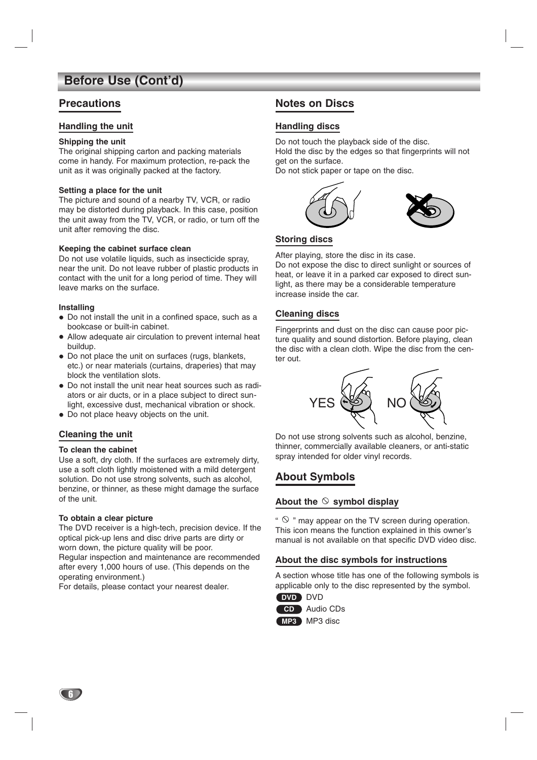# Before Use (Cont'd)

## Precautions

### Handling the unit

**Shipping the unit**
The original shipping carton and packing materials come in handy. For maximum protection, re-pack the unit as it was originally packed at the factory.

**Setting a place for the unit**
The picture and sound of a nearby TV, VCR, or radio may be distorted during playback. In this case, position the unit away from the TV, VCR, or radio, or turn off the unit after removing the disc.

**Keeping the cabinet surface clean**
Do not use volatile liquids, such as insecticide spray, near the unit. Do not leave rubber of plastic products in contact with the unit for a long period of time. They will leave marks on the surface.

**Installing**

- Do not install the unit in a confined space, such as a bookcase or built-in cabinet.
- Allow adequate air circulation to prevent internal heat buildup.
- Do not place the unit on surfaces (rugs, blankets, etc.) or near materials (curtains, draperies) that may block the ventilation slots.
- Do not install the unit near heat sources such as radiators or air ducts, or in a place subject to direct sunlight, excessive dust, mechanical vibration or shock.
- Do not place heavy objects on the unit.

### Cleaning the unit

**To clean the cabinet**
Use a soft, dry cloth. If the surfaces are extremely dirty, use a soft cloth lightly moistened with a mild detergent solution. Do not use strong solvents, such as alcohol, benzine, or thinner, as these might damage the surface of the unit.

**To obtain a clear picture**
The DVD receiver is a high-tech, precision device. If the optical pick-up lens and disc drive parts are dirty or worn down, the picture quality will be poor.
Regular inspection and maintenance are recommended after every 1,000 hours of use. (This depends on the operating environment.)
For details, please contact your nearest dealer.

## Notes on Discs

### Handling discs

Do not touch the playback side of the disc.
Hold the disc by the edges so that fingerprints will not get on the surface.
Do not stick paper or tape on the disc.

### Storing discs

After playing, store the disc in its case.
Do not expose the disc to direct sunlight or sources of heat, or leave it in a parked car exposed to direct sunlight, as there may be a considerable temperature increase inside the car.

### Cleaning discs

Fingerprints and dust on the disc can cause poor picture quality and sound distortion. Before playing, clean the disc with a clean cloth. Wipe the disc from the center out.

YES NO

Do not use strong solvents such as alcohol, benzine, thinner, commercially available cleaners, or anti-static spray intended for older vinyl records.

## About Symbols

### About the ⃠ symbol display

" ⃠ " may appear on the TV screen during operation. This icon means the function explained in this owner's manual is not available on that specific DVD video disc.

### About the disc symbols for instructions

A section whose title has one of the following symbols is applicable only to the disc represented by the symbol.

**DVD** DVD
**CD** Audio CDs
**MP3** MP3 disc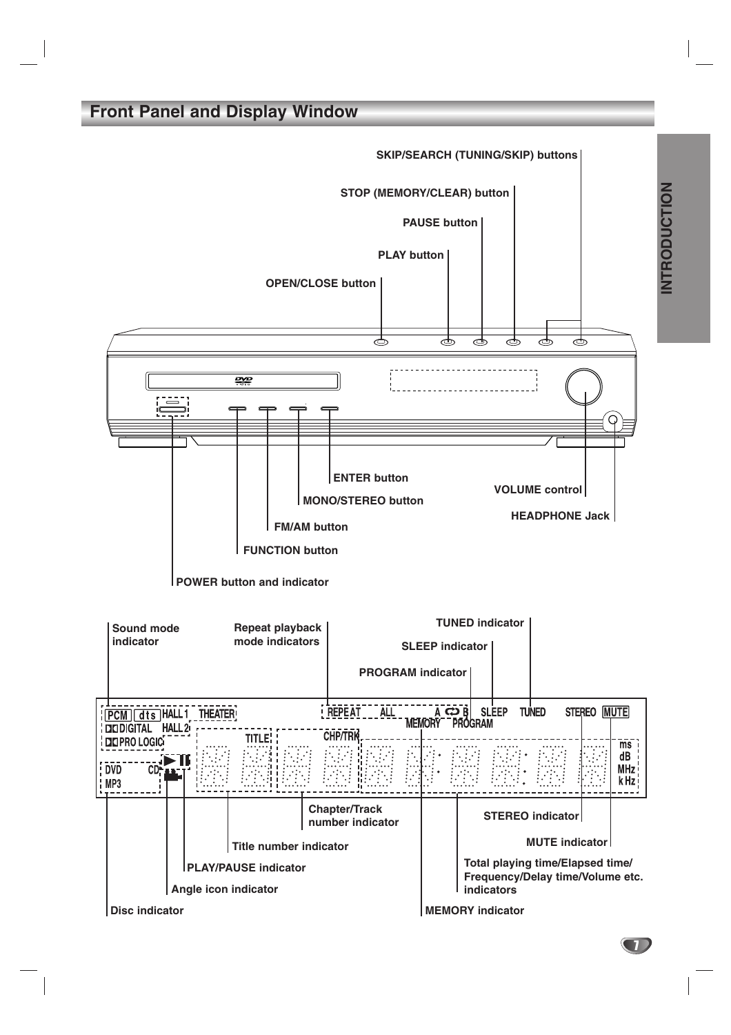## Front Panel and Display Window

SKIP/SEARCH (TUNING/SKIP) buttons

STOP (MEMORY/CLEAR) button

PAUSE button

PLAY button

OPEN/CLOSE button

ENTER button

MONO/STEREO button

FM/AM button

FUNCTION button

POWER button and indicator

VOLUME control

HEADPHONE Jack

Sound mode indicator

Repeat playback mode indicators

TUNED indicator

SLEEP indicator

PROGRAM indicator

PCM dts HALL 1 THEATER DIGITAL HALL 2 PRO LOGIC TITLE CHP/TRK REPEAT ALL A B MEMORY PROGRAM SLEEP TUNED STEREO MUTE DVD CD MP3 ms dB MHz k Hz

Chapter/Track number indicator

STEREO indicator

MUTE indicator

Title number indicator

PLAY/PAUSE indicator

Total playing time/Elapsed time/ Frequency/Delay time/Volume etc. indicators

Angle icon indicator

Disc indicator

MEMORY indicator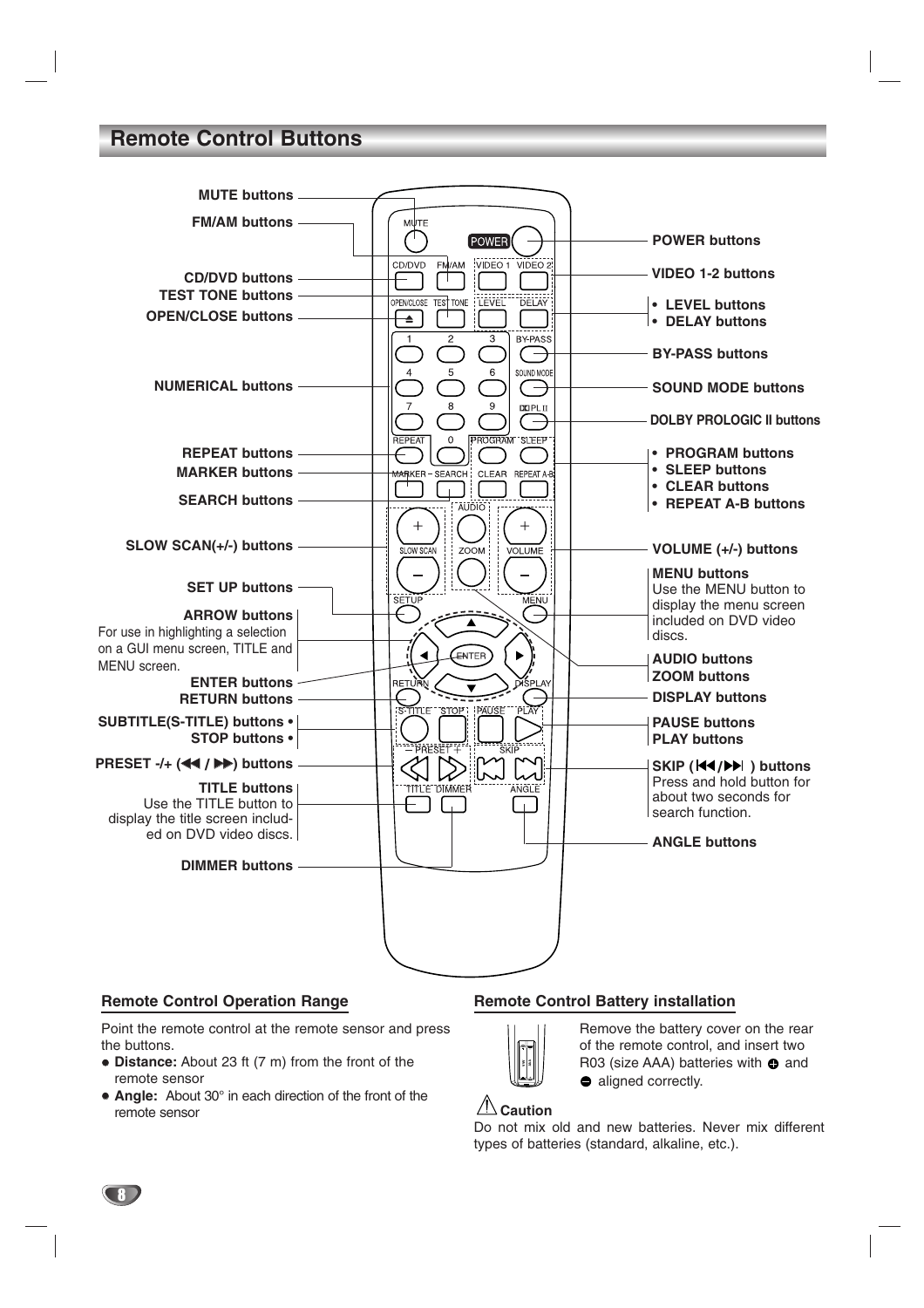# Remote Control Buttons

- MUTE buttons
- FM/AM buttons
- CD/DVD buttons
- TEST TONE buttons
- OPEN/CLOSE buttons
- NUMERICAL buttons
- REPEAT buttons
- MARKER buttons
- SEARCH buttons
- SLOW SCAN(+/-) buttons
- SET UP buttons
- **ARROW buttons**
  For use in highlighting a selection on a GUI menu screen, TITLE and MENU screen.
- ENTER buttons
- RETURN buttons
- SUBTITLE(S-TITLE) buttons •
- STOP buttons •
- PRESET -/+ (◀◀ / ▶▶) buttons
- **TITLE buttons**
  Use the TITLE button to display the title screen included on DVD video discs.
- DIMMER buttons
- POWER buttons
- VIDEO 1-2 buttons
- • LEVEL buttons
  • DELAY buttons
- BY-PASS buttons
- SOUND MODE buttons
- DOLBY PROLOGIC II buttons
- • PROGRAM buttons
  • SLEEP buttons
  • CLEAR buttons
  • REPEAT A-B buttons
- VOLUME (+/-) buttons
- **MENU buttons**
  Use the MENU button to display the menu screen included on DVD video discs.
- AUDIO buttons
- ZOOM buttons
- DISPLAY buttons
- PAUSE buttons
- PLAY buttons
- **SKIP (|◀◀/▶▶|) buttons**
  Press and hold button for about two seconds for search function.
- ANGLE buttons

## Remote Control Operation Range

Point the remote control at the remote sensor and press the buttons.

- **Distance:** About 23 ft (7 m) from the front of the remote sensor
- **Angle:** About 30° in each direction of the front of the remote sensor

## Remote Control Battery installation

Remove the battery cover on the rear of the remote control, and insert two R03 (size AAA) batteries with ⊕ and ⊖ aligned correctly.

**Caution**

Do not mix old and new batteries. Never mix different types of batteries (standard, alkaline, etc.).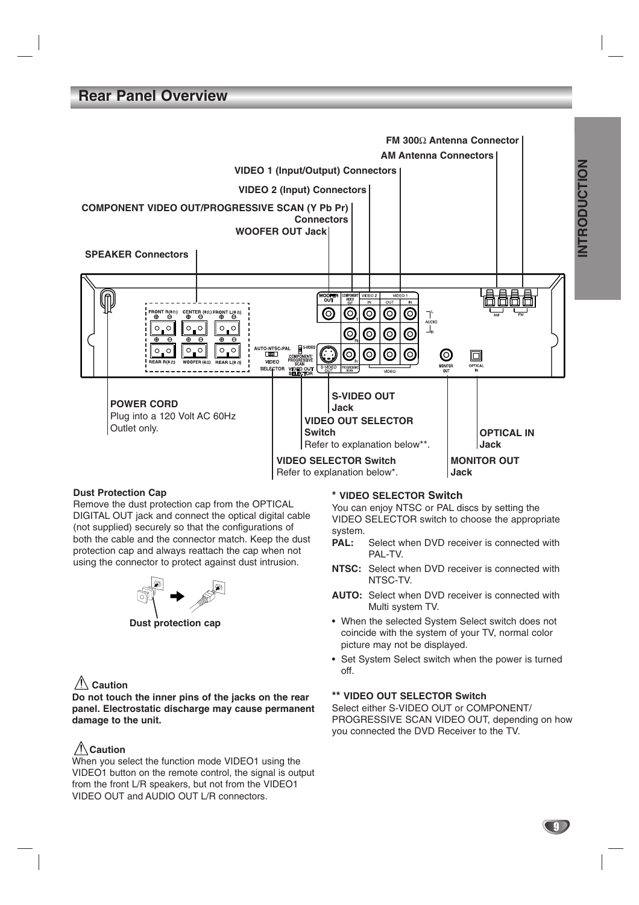## Rear Panel Overview

FM 300Ω Antenna Connector

AM Antenna Connectors

VIDEO 1 (Input/Output) Connectors

VIDEO 2 (Input) Connectors

COMPONENT VIDEO OUT/PROGRESSIVE SCAN (Y Pb Pr) Connectors

WOOFER OUT Jack

SPEAKER Connectors

**POWER CORD**
Plug into a 120 Volt AC 60Hz Outlet only.

**S-VIDEO OUT Jack**

**VIDEO OUT SELECTOR Switch**
Refer to explanation below**.

**VIDEO SELECTOR Switch**
Refer to explanation below*.

**OPTICAL IN Jack**

**MONITOR OUT Jack**

**Dust Protection Cap**

Remove the dust protection cap from the OPTICAL DIGITAL OUT jack and connect the optical digital cable (not supplied) securely so that the configurations of both the cable and the connector match. Keep the dust protection cap and always reattach the cap when not using the connector to protect against dust intrusion.

**Dust protection cap**

**⚠ Caution**

**Do not touch the inner pins of the jacks on the rear panel. Electrostatic discharge may cause permanent damage to the unit.**

**⚠ Caution**

When you select the function mode VIDEO1 using the VIDEO1 button on the remote control, the signal is output from the front L/R speakers, but not from the VIDEO1 VIDEO OUT and AUDIO OUT L/R connectors.

**\* VIDEO SELECTOR Switch**

You can enjoy NTSC or PAL discs by setting the VIDEO SELECTOR switch to choose the appropriate system.

**PAL:** Select when DVD receiver is connected with PAL-TV.

**NTSC:** Select when DVD receiver is connected with NTSC-TV.

**AUTO:** Select when DVD receiver is connected with Multi system TV.

- When the selected System Select switch does not coincide with the system of your TV, normal color picture may not be displayed.
- Set System Select switch when the power is turned off.

**\*\* VIDEO OUT SELECTOR Switch**

Select either S-VIDEO OUT or COMPONENT/ PROGRESSIVE SCAN VIDEO OUT, depending on how you connected the DVD Receiver to the TV.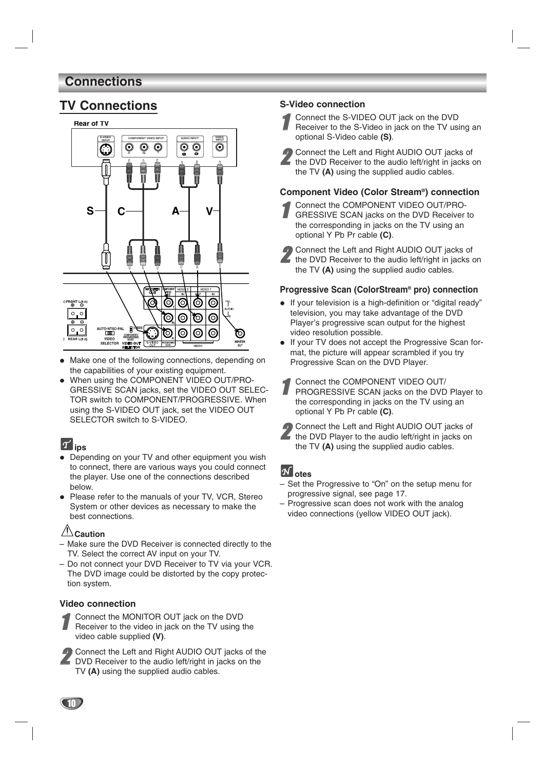# Connections

## TV Connections

- Make one of the following connections, depending on the capabilities of your existing equipment.
- When using the COMPONENT VIDEO OUT/PROGRESSIVE SCAN jacks, set the VIDEO OUT SELECTOR switch to COMPONENT/PROGRESSIVE. When using the S-VIDEO OUT jack, set the VIDEO OUT SELECTOR switch to S-VIDEO.

**Tips**

- Depending on your TV and other equipment you wish to connect, there are various ways you could connect the player. Use one of the connections described below.
- Please refer to the manuals of your TV, VCR, Stereo System or other devices as necessary to make the best connections.

**Caution**

– Make sure the DVD Receiver is connected directly to the TV. Select the correct AV input on your TV.
– Do not connect your DVD Receiver to TV via your VCR. The DVD image could be distorted by the copy protection system.

### Video connection

1. Connect the MONITOR OUT jack on the DVD Receiver to the video in jack on the TV using the video cable supplied **(V)**.
2. Connect the Left and Right AUDIO OUT jacks of the DVD Receiver to the audio left/right in jacks on the TV **(A)** using the supplied audio cables.

### S-Video connection

1. Connect the S-VIDEO OUT jack on the DVD Receiver to the S-Video in jack on the TV using an optional S-Video cable **(S)**.
2. Connect the Left and Right AUDIO OUT jacks of the DVD Receiver to the audio left/right in jacks on the TV **(A)** using the supplied audio cables.

### Component Video (Color Stream®) connection

1. Connect the COMPONENT VIDEO OUT/PROGRESSIVE SCAN jacks on the DVD Receiver to the corresponding in jacks on the TV using an optional Y Pb Pr cable **(C)**.
2. Connect the Left and Right AUDIO OUT jacks of the DVD Receiver to the audio left/right in jacks on the TV **(A)** using the supplied audio cables.

### Progressive Scan (ColorStream® pro) connection

- If your television is a high-definition or "digital ready" television, you may take advantage of the DVD Player's progressive scan output for the highest video resolution possible.
- If your TV does not accept the Progressive Scan format, the picture will appear scrambled if you try Progressive Scan on the DVD Player.

1. Connect the COMPONENT VIDEO OUT/PROGRESSIVE SCAN jacks on the DVD Player to the corresponding in jacks on the TV using an optional Y Pb Pr cable **(C)**.
2. Connect the Left and Right AUDIO OUT jacks of the DVD Player to the audio left/right in jacks on the TV **(A)** using the supplied audio cables.

**Notes**

– Set the Progressive to "On" on the setup menu for progressive signal, see page 17.
– Progressive scan does not work with the analog video connections (yellow VIDEO OUT jack).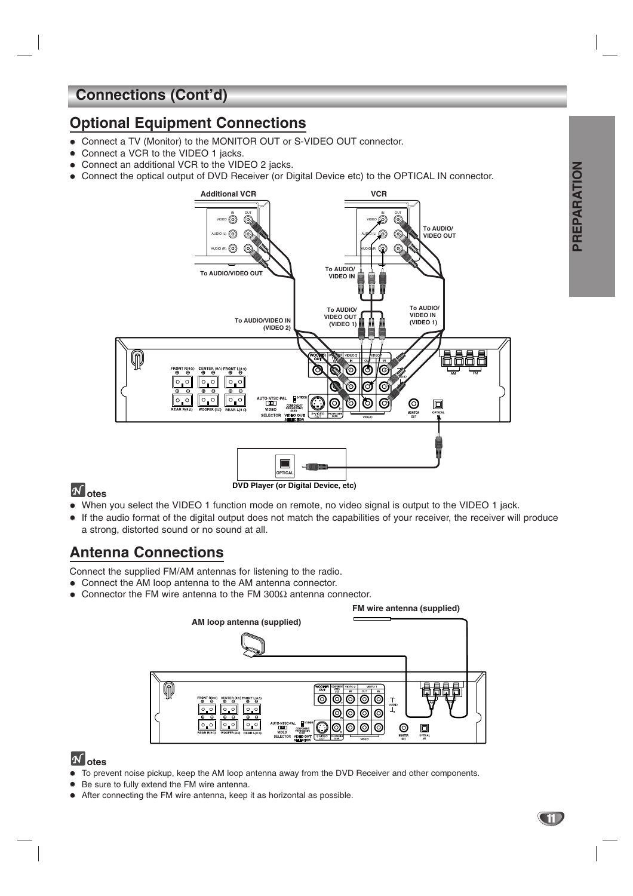# Connections (Cont'd)

## Optional Equipment Connections

- Connect a TV (Monitor) to the MONITOR OUT or S-VIDEO OUT connector.
- Connect a VCR to the VIDEO 1 jacks.
- Connect an additional VCR to the VIDEO 2 jacks.
- Connect the optical output of DVD Receiver (or Digital Device etc) to the OPTICAL IN connector.

### Notes

- When you select the VIDEO 1 function mode on remote, no video signal is output to the VIDEO 1 jack.
- If the audio format of the digital output does not match the capabilities of your receiver, the receiver will produce a strong, distorted sound or no sound at all.

## Antenna Connections

Connect the supplied FM/AM antennas for listening to the radio.

- Connect the AM loop antenna to the AM antenna connector.
- Connector the FM wire antenna to the FM 300Ω antenna connector.

### Notes

- To prevent noise pickup, keep the AM loop antenna away from the DVD Receiver and other components.
- Be sure to fully extend the FM wire antenna.
- After connecting the FM wire antenna, keep it as horizontal as possible.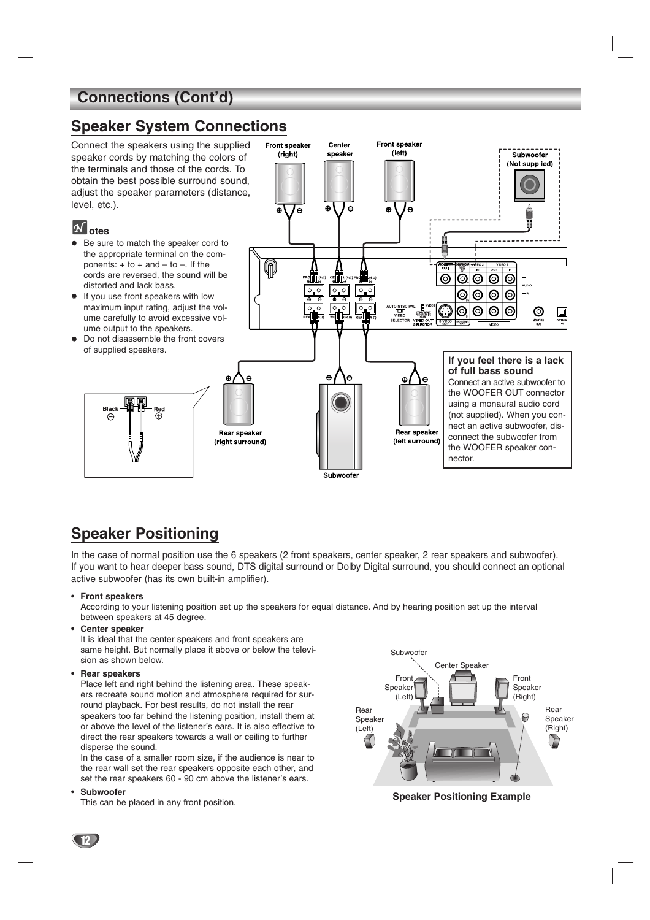# Connections (Cont'd)

## Speaker System Connections

Connect the speakers using the supplied speaker cords by matching the colors of the terminals and those of the cords. To obtain the best possible surround sound, adjust the speaker parameters (distance, level, etc.).

### Notes

- Be sure to match the speaker cord to the appropriate terminal on the components: + to + and – to –. If the cords are reversed, the sound will be distorted and lack bass.
- If you use front speakers with low maximum input rating, adjust the volume carefully to avoid excessive volume output to the speakers.
- Do not disassemble the front covers of supplied speakers.

**If you feel there is a lack of full bass sound**
Connect an active subwoofer to the WOOFER OUT connector using a monaural audio cord (not supplied). When you connect an active subwoofer, disconnect the subwoofer from the WOOFER speaker connector.

## Speaker Positioning

In the case of normal position use the 6 speakers (2 front speakers, center speaker, 2 rear speakers and subwoofer). If you want to hear deeper bass sound, DTS digital surround or Dolby Digital surround, you should connect an optional active subwoofer (has its own built-in amplifier).

- **Front speakers**
  According to your listening position set up the speakers for equal distance. And by hearing position set up the interval between speakers at 45 degree.
- **Center speaker**
  It is ideal that the center speakers and front speakers are same height. But normally place it above or below the television as shown below.
- **Rear speakers**
  Place left and right behind the listening area. These speakers recreate sound motion and atmosphere required for surround playback. For best results, do not install the rear speakers too far behind the listening position, install them at or above the level of the listener's ears. It is also effective to direct the rear speakers towards a wall or ceiling to further disperse the sound.
  In the case of a smaller room size, if the audience is near to the rear wall set the rear speakers opposite each other, and set the rear speakers 60 - 90 cm above the listener's ears.
- **Subwoofer**
  This can be placed in any front position.

**Speaker Positioning Example**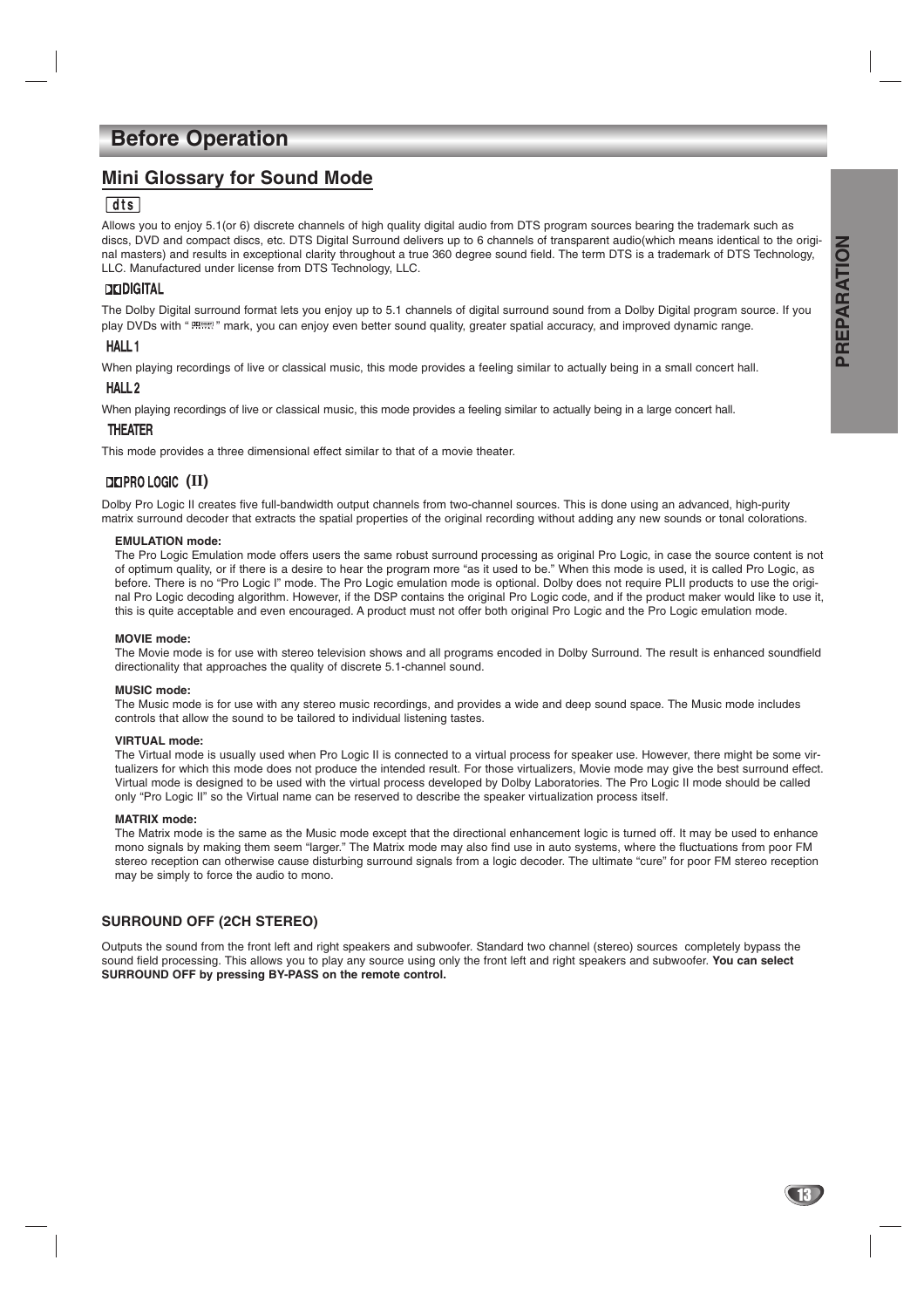# Before Operation

## Mini Glossary for Sound Mode

### dts

Allows you to enjoy 5.1(or 6) discrete channels of high quality digital audio from DTS program sources bearing the trademark such as discs, DVD and compact discs, etc. DTS Digital Surround delivers up to 6 channels of transparent audio(which means identical to the original masters) and results in exceptional clarity throughout a true 360 degree sound field. The term DTS is a trademark of DTS Technology, LLC. Manufactured under license from DTS Technology, LLC.

### DIGITAL

The Dolby Digital surround format lets you enjoy up to 5.1 channels of digital surround sound from a Dolby Digital program source. If you play DVDs with " " mark, you can enjoy even better sound quality, greater spatial accuracy, and improved dynamic range.

### HALL 1

When playing recordings of live or classical music, this mode provides a feeling similar to actually being in a small concert hall.

### HALL 2

When playing recordings of live or classical music, this mode provides a feeling similar to actually being in a large concert hall.

### THEATER

This mode provides a three dimensional effect similar to that of a movie theater.

### PRO LOGIC (II)

Dolby Pro Logic II creates five full-bandwidth output channels from two-channel sources. This is done using an advanced, high-purity matrix surround decoder that extracts the spatial properties of the original recording without adding any new sounds or tonal colorations.

**EMULATION mode:**
The Pro Logic Emulation mode offers users the same robust surround processing as original Pro Logic, in case the source content is not of optimum quality, or if there is a desire to hear the program more "as it used to be." When this mode is used, it is called Pro Logic, as before. There is no "Pro Logic I" mode. The Pro Logic emulation mode is optional. Dolby does not require PLII products to use the original Pro Logic decoding algorithm. However, if the DSP contains the original Pro Logic code, and if the product maker would like to use it, this is quite acceptable and even encouraged. A product must not offer both original Pro Logic and the Pro Logic emulation mode.

**MOVIE mode:**
The Movie mode is for use with stereo television shows and all programs encoded in Dolby Surround. The result is enhanced soundfield directionality that approaches the quality of discrete 5.1-channel sound.

**MUSIC mode:**
The Music mode is for use with any stereo music recordings, and provides a wide and deep sound space. The Music mode includes controls that allow the sound to be tailored to individual listening tastes.

**VIRTUAL mode:**
The Virtual mode is usually used when Pro Logic II is connected to a virtual process for speaker use. However, there might be some virtualizers for which this mode does not produce the intended result. For those virtualizers, Movie mode may give the best surround effect. Virtual mode is designed to be used with the virtual process developed by Dolby Laboratories. The Pro Logic II mode should be called only "Pro Logic II" so the Virtual name can be reserved to describe the speaker virtualization process itself.

**MATRIX mode:**
The Matrix mode is the same as the Music mode except that the directional enhancement logic is turned off. It may be used to enhance mono signals by making them seem "larger." The Matrix mode may also find use in auto systems, where the fluctuations from poor FM stereo reception can otherwise cause disturbing surround signals from a logic decoder. The ultimate "cure" for poor FM stereo reception may be simply to force the audio to mono.

### SURROUND OFF (2CH STEREO)

Outputs the sound from the front left and right speakers and subwoofer. Standard two channel (stereo) sources completely bypass the sound field processing. This allows you to play any source using only the front left and right speakers and subwoofer. **You can select SURROUND OFF by pressing BY-PASS on the remote control.**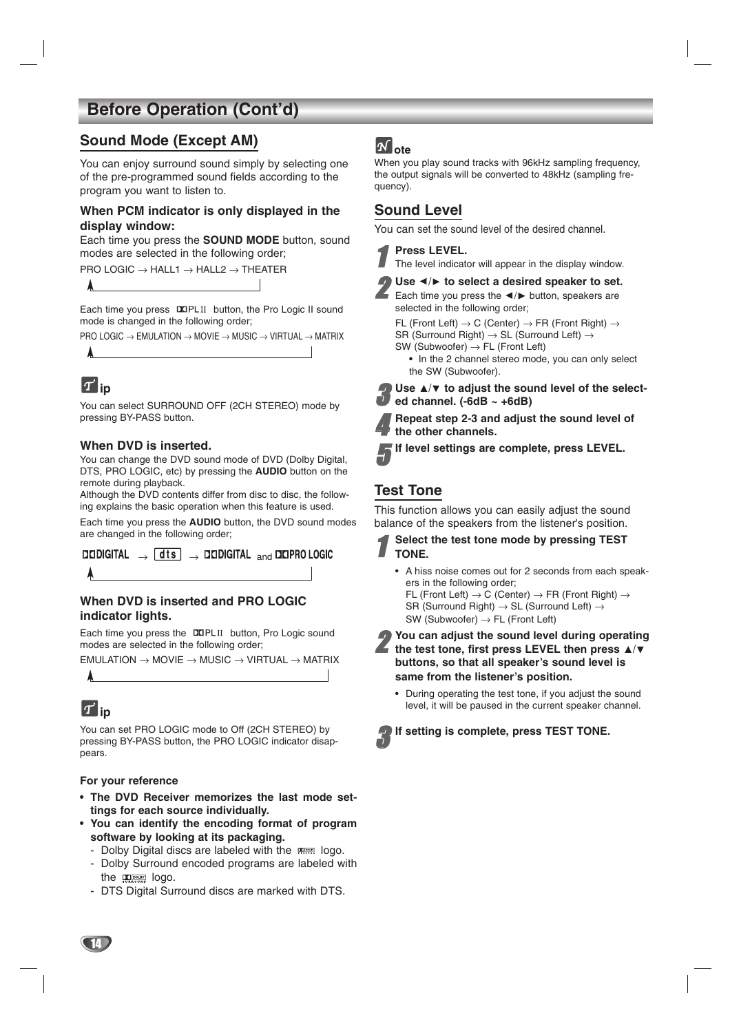# Before Operation (Cont'd)

## Sound Mode (Except AM)

You can enjoy surround sound simply by selecting one of the pre-programmed sound fields according to the program you want to listen to.

### When PCM indicator is only displayed in the display window:

Each time you press the **SOUND MODE** button, sound modes are selected in the following order;

PRO LOGIC → HALL1 → HALL2 → THEATER

Each time you press DD PL II button, the Pro Logic II sound mode is changed in the following order;

PRO LOGIC → EMULATION → MOVIE → MUSIC → VIRTUAL → MATRIX

**Tip**

You can select SURROUND OFF (2CH STEREO) mode by pressing BY-PASS button.

### When DVD is inserted.

You can change the DVD sound mode of DVD (Dolby Digital, DTS, PRO LOGIC, etc) by pressing the **AUDIO** button on the remote during playback.

Although the DVD contents differ from disc to disc, the following explains the basic operation when this feature is used.

Each time you press the **AUDIO** button, the DVD sound modes are changed in the following order;

DD DIGITAL → dts → DD DIGITAL and DD PRO LOGIC

### When DVD is inserted and PRO LOGIC indicator lights.

Each time you press the DD PL II button, Pro Logic sound modes are selected in the following order;

EMULATION → MOVIE → MUSIC → VIRTUAL → MATRIX

**Tip**

You can set PRO LOGIC mode to Off (2CH STEREO) by pressing BY-PASS button, the PRO LOGIC indicator disappears.

**For your reference**

- **The DVD Receiver memorizes the last mode settings for each source individually.**
- **You can identify the encoding format of program software by looking at its packaging.**
  - Dolby Digital discs are labeled with the DOLBY DIGITAL logo.
  - Dolby Surround encoded programs are labeled with the DOLBY SURROUND logo.
  - DTS Digital Surround discs are marked with DTS.

**Note**

When you play sound tracks with 96kHz sampling frequency, the output signals will be converted to 48kHz (sampling frequency).

## Sound Level

You can set the sound level of the desired channel.

1. **Press LEVEL.**
   The level indicator will appear in the display window.
2. **Use ◄/► to select a desired speaker to set.**
   Each time you press the ◄/► button, speakers are selected in the following order;
   FL (Front Left) → C (Center) → FR (Front Right) → SR (Surround Right) → SL (Surround Left) → SW (Subwoofer) → FL (Front Left)
   - In the 2 channel stereo mode, you can only select the SW (Subwoofer).
3. **Use ▲/▼ to adjust the sound level of the selected channel. (-6dB ~ +6dB)**
4. **Repeat step 2-3 and adjust the sound level of the other channels.**
5. **If level settings are complete, press LEVEL.**

## Test Tone

This function allows you can easily adjust the sound balance of the speakers from the listener's position.

1. **Select the test tone mode by pressing TEST TONE.**
   - A hiss noise comes out for 2 seconds from each speakers in the following order;
     FL (Front Left) → C (Center) → FR (Front Right) → SR (Surround Right) → SL (Surround Left) → SW (Subwoofer) → FL (Front Left)
2. **You can adjust the sound level during operating the test tone, first press LEVEL then press ▲/▼ buttons, so that all speaker's sound level is same from the listener's position.**
   - During operating the test tone, if you adjust the sound level, it will be paused in the current speaker channel.
3. **If setting is complete, press TEST TONE.**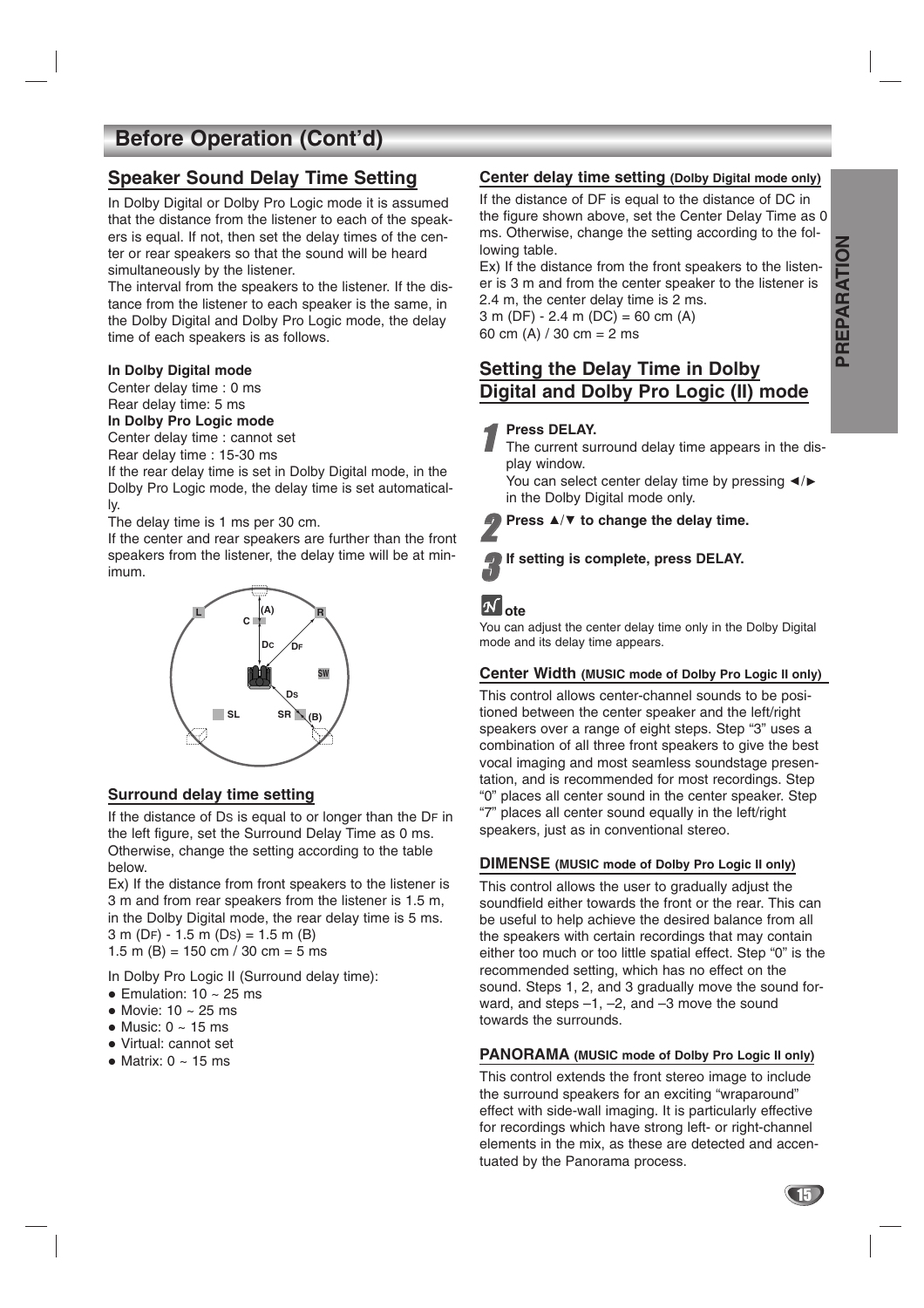## Before Operation (Cont'd)

### Speaker Sound Delay Time Setting

In Dolby Digital or Dolby Pro Logic mode it is assumed that the distance from the listener to each of the speakers is equal. If not, then set the delay times of the center or rear speakers so that the sound will be heard simultaneously by the listener.

The interval from the speakers to the listener. If the distance from the listener to each speaker is the same, in the Dolby Digital and Dolby Pro Logic mode, the delay time of each speakers is as follows.

**In Dolby Digital mode**

Center delay time : 0 ms

Rear delay time: 5 ms

**In Dolby Pro Logic mode**

Center delay time : cannot set

Rear delay time : 15-30 ms

If the rear delay time is set in Dolby Digital mode, in the Dolby Pro Logic mode, the delay time is set automatically.

The delay time is 1 ms per 30 cm.

If the center and rear speakers are further than the front speakers from the listener, the delay time will be at minimum.

#### Surround delay time setting

If the distance of $D_S$ is equal to or longer than the $D_F$ in the left figure, set the Surround Delay Time as 0 ms. Otherwise, change the setting according to the table below.

Ex) If the distance from front speakers to the listener is 3 m and from rear speakers from the listener is 1.5 m, in the Dolby Digital mode, the rear delay time is 5 ms.

3 m ($D_F$) - 1.5 m ($D_S$) = 1.5 m (B)

1.5 m (B) = 150 cm / 30 cm = 5 ms

In Dolby Pro Logic II (Surround delay time):

- Emulation: 10 ~ 25 ms
- Movie: 10 ~ 25 ms
- Music: 0 ~ 15 ms
- Virtual: cannot set
- Matrix: 0 ~ 15 ms

#### Center delay time setting (Dolby Digital mode only)

If the distance of DF is equal to the distance of DC in the figure shown above, set the Center Delay Time as 0 ms. Otherwise, change the setting according to the following table.

Ex) If the distance from the front speakers to the listener is 3 m and from the center speaker to the listener is 2.4 m, the center delay time is 2 ms.

3 m (DF) - 2.4 m (DC) = 60 cm (A)

60 cm (A) / 30 cm = 2 ms

### Setting the Delay Time in Dolby Digital and Dolby Pro Logic (II) mode

1. **Press DELAY.**
   The current surround delay time appears in the display window.
   You can select center delay time by pressing ◄/► in the Dolby Digital mode only.
2. **Press ▲/▼ to change the delay time.**
3. **If setting is complete, press DELAY.**

**Note**

You can adjust the center delay time only in the Dolby Digital mode and its delay time appears.

#### Center Width (MUSIC mode of Dolby Pro Logic II only)

This control allows center-channel sounds to be positioned between the center speaker and the left/right speakers over a range of eight steps. Step "3" uses a combination of all three front speakers to give the best vocal imaging and most seamless soundstage presentation, and is recommended for most recordings. Step "0" places all center sound in the center speaker. Step "7" places all center sound equally in the left/right speakers, just as in conventional stereo.

#### DIMENSE (MUSIC mode of Dolby Pro Logic II only)

This control allows the user to gradually adjust the soundfield either towards the front or the rear. This can be useful to help achieve the desired balance from all the speakers with certain recordings that may contain either too much or too little spatial effect. Step "0" is the recommended setting, which has no effect on the sound. Steps 1, 2, and 3 gradually move the sound forward, and steps –1, –2, and –3 move the sound towards the surrounds.

#### PANORAMA (MUSIC mode of Dolby Pro Logic II only)

This control extends the front stereo image to include the surround speakers for an exciting "wraparound" effect with side-wall imaging. It is particularly effective for recordings which have strong left- or right-channel elements in the mix, as these are detected and accentuated by the Panorama process.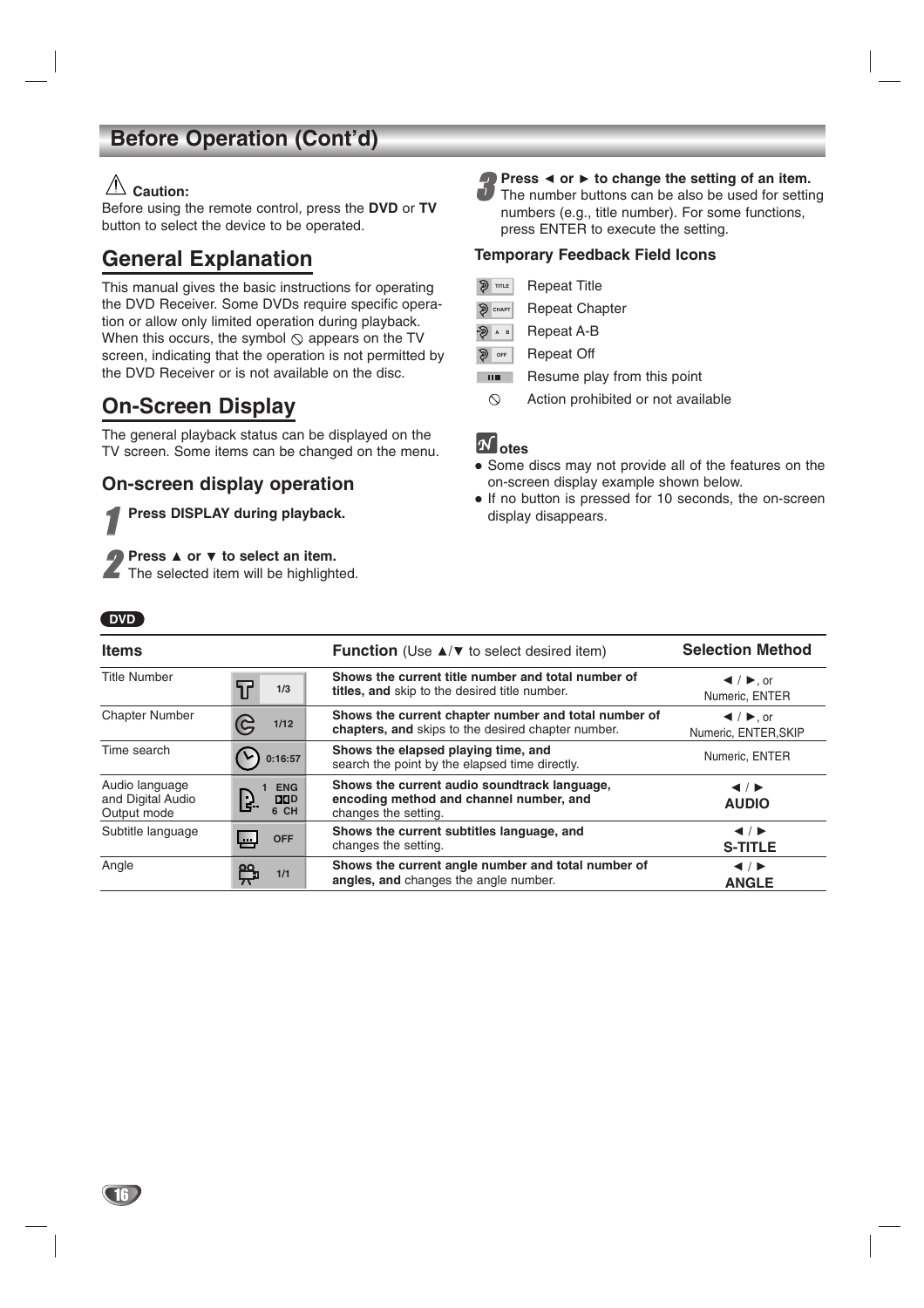# Before Operation (Cont'd)

⚠ **Caution:**
Before using the remote control, press the **DVD** or **TV** button to select the device to be operated.

## General Explanation

This manual gives the basic instructions for operating the DVD Receiver. Some DVDs require specific operation or allow only limited operation during playback. When this occurs, the symbol ⊘ appears on the TV screen, indicating that the operation is not permitted by the DVD Receiver or is not available on the disc.

## On-Screen Display

The general playback status can be displayed on the TV screen. Some items can be changed on the menu.

### On-screen display operation

**1** **Press DISPLAY during playback.**

**2** **Press ▲ or ▼ to select an item.**
The selected item will be highlighted.

**3** **Press ◄ or ► to change the setting of an item.**
The number buttons can be also be used for setting numbers (e.g., title number). For some functions, press ENTER to execute the setting.

### Temporary Feedback Field Icons

| Icon | Meaning |
|---|---|
| TITLE | Repeat Title |
| CHAPT | Repeat Chapter |
| A B | Repeat A-B |
| OFF | Repeat Off |
| ▮▮■ | Resume play from this point |
| ⊘ | Action prohibited or not available |

**Notes**
- Some discs may not provide all of the features on the on-screen display example shown below.
- If no button is pressed for 10 seconds, the on-screen display disappears.

DVD

| Items | | Function (Use ▲/▼ to select desired item) | Selection Method |
|---|---|---|---|
| Title Number | 1/3 | **Shows the current title number and total number of titles, and** skip to the desired title number. | ◄ / ►, or Numeric, ENTER |
| Chapter Number | 1/12 | **Shows the current chapter number and total number of chapters, and** skips to the desired chapter number. | ◄ / ►, or Numeric, ENTER,SKIP |
| Time search | 0:16:57 | **Shows the elapsed playing time, and** search the point by the elapsed time directly. | Numeric, ENTER |
| Audio language and Digital Audio Output mode | 1 ENG D 6 CH | **Shows the current audio soundtrack language, encoding method and channel number, and** changes the setting. | ◄ / ► **AUDIO** |
| Subtitle language | OFF | **Shows the current subtitles language, and** changes the setting. | ◄ / ► **S-TITLE** |
| Angle | 1/1 | **Shows the current angle number and total number of angles, and** changes the angle number. | ◄ / ► **ANGLE** |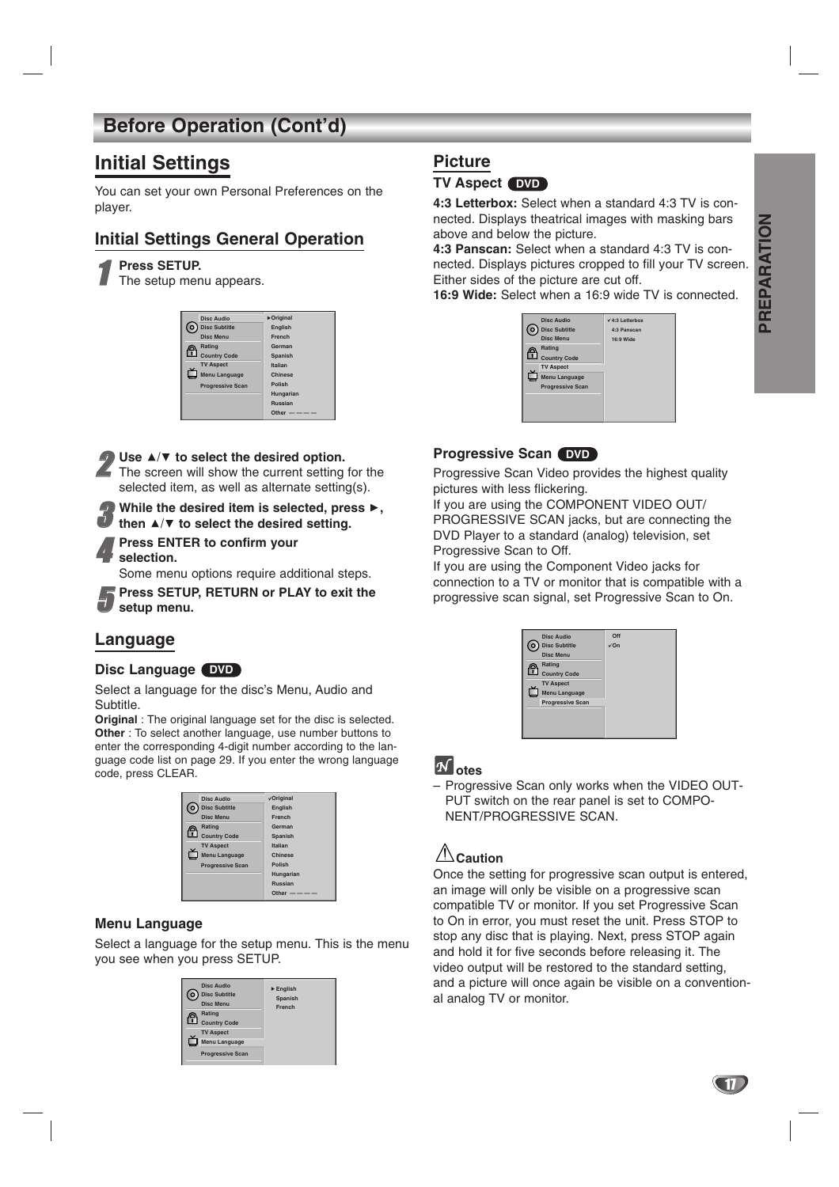# Before Operation (Cont'd)

## Initial Settings

You can set your own Personal Preferences on the player.

### Initial Settings General Operation

**1** **Press SETUP.**
The setup menu appears.

| | |
|---|---|
| Disc Audio | ►Original |
| Disc Subtitle | English |
| Disc Menu | French |
| Rating | German |
| Country Code | Spanish |
| TV Aspect | Italian |
| Menu Language | Chinese |
| Progressive Scan | Polish |
| | Hungarian |
| | Russian |
| | Other – – – – |

**2** **Use ▲/▼ to select the desired option.**
The screen will show the current setting for the selected item, as well as alternate setting(s).

**3** **While the desired item is selected, press ►, then ▲/▼ to select the desired setting.**

**4** **Press ENTER to confirm your selection.**
Some menu options require additional steps.

**5** **Press SETUP, RETURN or PLAY to exit the setup menu.**

### Language

#### Disc Language DVD

Select a language for the disc's Menu, Audio and Subtitle.

**Original** : The original language set for the disc is selected.
**Other** : To select another language, use number buttons to enter the corresponding 4-digit number according to the language code list on page 29. If you enter the wrong language code, press CLEAR.

| | |
|---|---|
| Disc Audio | ✓Original |
| Disc Subtitle | English |
| Disc Menu | French |
| Rating | German |
| Country Code | Spanish |
| TV Aspect | Italian |
| Menu Language | Chinese |
| Progressive Scan | Polish |
| | Hungarian |
| | Russian |
| | Other – – – – |

#### Menu Language

Select a language for the setup menu. This is the menu you see when you press SETUP.

| | |
|---|---|
| Disc Audio | ► English |
| Disc Subtitle | Spanish |
| Disc Menu | French |
| Rating | |
| Country Code | |
| TV Aspect | |
| Menu Language | |
| Progressive Scan | |

### Picture

#### TV Aspect DVD

**4:3 Letterbox:** Select when a standard 4:3 TV is connected. Displays theatrical images with masking bars above and below the picture.
**4:3 Panscan:** Select when a standard 4:3 TV is connected. Displays pictures cropped to fill your TV screen. Either sides of the picture are cut off.
**16:9 Wide:** Select when a 16:9 wide TV is connected.

| | |
|---|---|
| Disc Audio | ✓4:3 Letterbox |
| Disc Subtitle | 4:3 Panscan |
| Disc Menu | 16:9 Wide |
| Rating | |
| Country Code | |
| TV Aspect | |
| Menu Language | |
| Progressive Scan | |

#### Progressive Scan DVD

Progressive Scan Video provides the highest quality pictures with less flickering.
If you are using the COMPONENT VIDEO OUT/ PROGRESSIVE SCAN jacks, but are connecting the DVD Player to a standard (analog) television, set Progressive Scan to Off.
If you are using the Component Video jacks for connection to a TV or monitor that is compatible with a progressive scan signal, set Progressive Scan to On.

| | |
|---|---|
| Disc Audio | Off |
| Disc Subtitle | ✓On |
| Disc Menu | |
| Rating | |
| Country Code | |
| TV Aspect | |
| Menu Language | |
| Progressive Scan | |

**Notes**

– Progressive Scan only works when the VIDEO OUTPUT switch on the rear panel is set to COMPONENT/PROGRESSIVE SCAN.

**Caution**

Once the setting for progressive scan output is entered, an image will only be visible on a progressive scan compatible TV or monitor. If you set Progressive Scan to On in error, you must reset the unit. Press STOP to stop any disc that is playing. Next, press STOP again and hold it for five seconds before releasing it. The video output will be restored to the standard setting, and a picture will once again be visible on a conventional analog TV or monitor.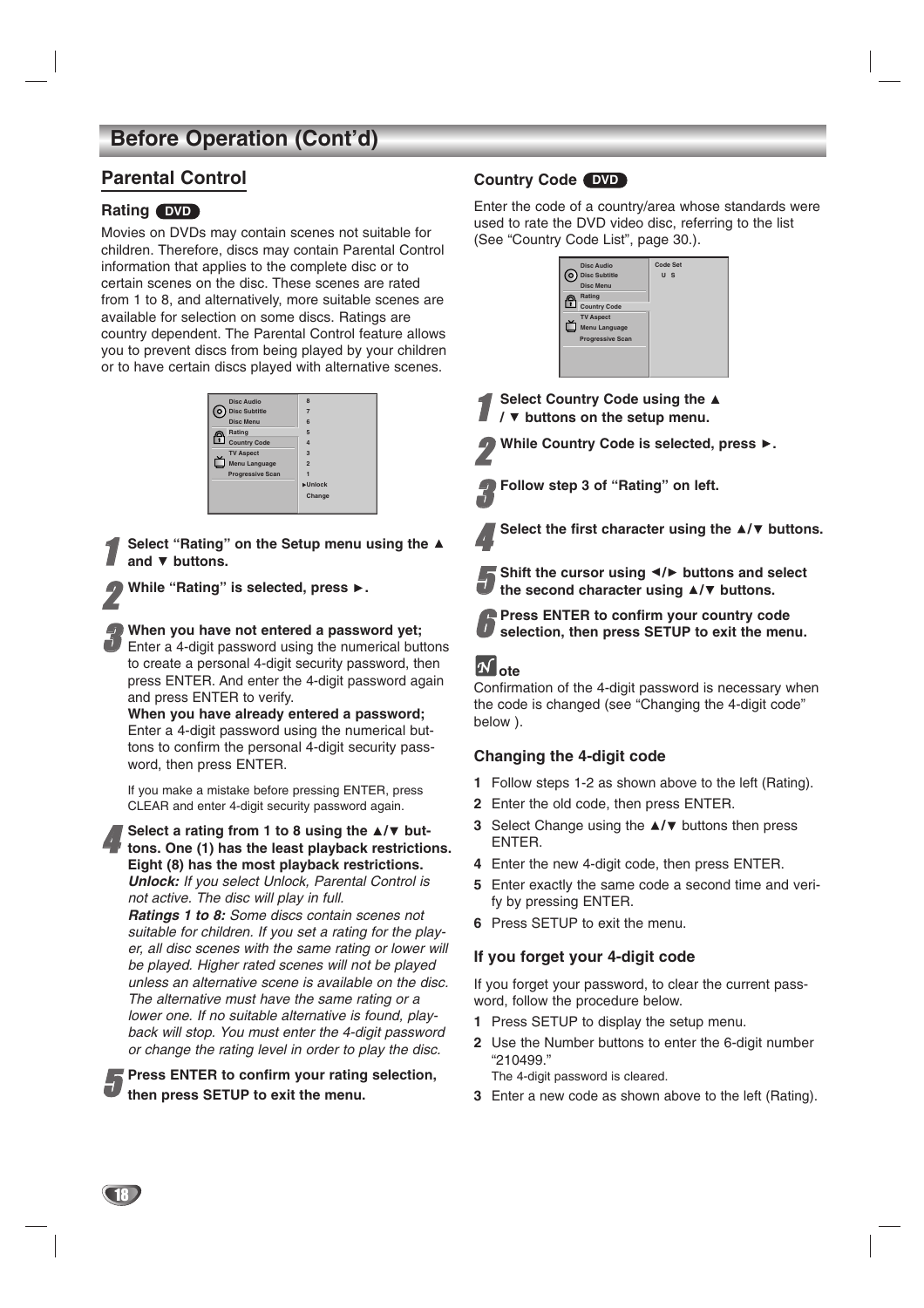# Before Operation (Cont'd)

## Parental Control

### Rating DVD

Movies on DVDs may contain scenes not suitable for children. Therefore, discs may contain Parental Control information that applies to the complete disc or to certain scenes on the disc. These scenes are rated from 1 to 8, and alternatively, more suitable scenes are available for selection on some discs. Ratings are country dependent. The Parental Control feature allows you to prevent discs from being played by your children or to have certain discs played with alternative scenes.

| Disc Audio | 8 |
|---|---|
| Disc Subtitle | 7 |
| Disc Menu | 6 |
| Rating | 5 |
| Country Code | 4 |
| TV Aspect | 3 |
| Menu Language | 2 |
| Progressive Scan | 1 |
| | ►Unlock |
| | Change |

**1** **Select "Rating" on the Setup menu using the ▲ and ▼ buttons.**

**2** **While "Rating" is selected, press ►.**

**3** **When you have not entered a password yet;**
Enter a 4-digit password using the numerical buttons to create a personal 4-digit security password, then press ENTER. And enter the 4-digit password again and press ENTER to verify.
**When you have already entered a password;**
Enter a 4-digit password using the numerical buttons to confirm the personal 4-digit security password, then press ENTER.

If you make a mistake before pressing ENTER, press CLEAR and enter 4-digit security password again.

**4** **Select a rating from 1 to 8 using the ▲/▼ buttons. One (1) has the least playback restrictions. Eight (8) has the most playback restrictions.**
***Unlock:*** *If you select Unlock, Parental Control is not active. The disc will play in full.*
***Ratings 1 to 8:*** *Some discs contain scenes not suitable for children. If you set a rating for the player, all disc scenes with the same rating or lower will be played. Higher rated scenes will not be played unless an alternative scene is available on the disc. The alternative must have the same rating or a lower one. If no suitable alternative is found, playback will stop. You must enter the 4-digit password or change the rating level in order to play the disc.*

**5** **Press ENTER to confirm your rating selection, then press SETUP to exit the menu.**

### Country Code DVD

Enter the code of a country/area whose standards were used to rate the DVD video disc, referring to the list (See "Country Code List", page 30.).

| Disc Audio | Code Set |
|---|---|
| Disc Subtitle | U S |
| Disc Menu | |
| Rating | |
| Country Code | |
| TV Aspect | |
| Menu Language | |
| Progressive Scan | |

**1** **Select Country Code using the ▲ / ▼ buttons on the setup menu.**

**2** **While Country Code is selected, press ►.**

**3** **Follow step 3 of "Rating" on left.**

**4** **Select the first character using the ▲/▼ buttons.**

**5** **Shift the cursor using ◄/► buttons and select the second character using ▲/▼ buttons.**

**6** **Press ENTER to confirm your country code selection, then press SETUP to exit the menu.**

**Note**
Confirmation of the 4-digit password is necessary when the code is changed (see "Changing the 4-digit code" below ).

### Changing the 4-digit code

1. Follow steps 1-2 as shown above to the left (Rating).
2. Enter the old code, then press ENTER.
3. Select Change using the ▲/▼ buttons then press ENTER.
4. Enter the new 4-digit code, then press ENTER.
5. Enter exactly the same code a second time and verify by pressing ENTER.
6. Press SETUP to exit the menu.

### If you forget your 4-digit code

If you forget your password, to clear the current password, follow the procedure below.

1. Press SETUP to display the setup menu.
2. Use the Number buttons to enter the 6-digit number "210499."
   The 4-digit password is cleared.
3. Enter a new code as shown above to the left (Rating).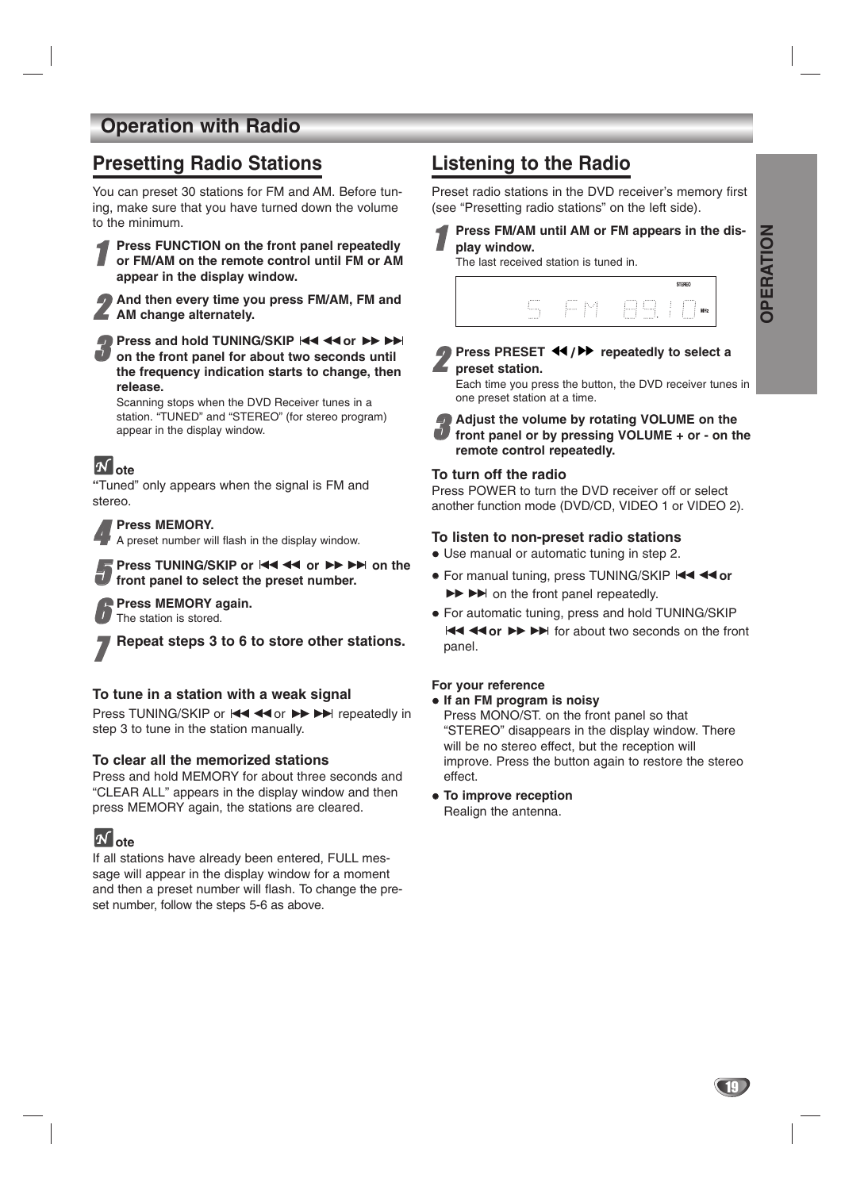## Operation with Radio

### Presetting Radio Stations

You can preset 30 stations for FM and AM. Before tuning, make sure that you have turned down the volume to the minimum.

1. **Press FUNCTION on the front panel repeatedly or FM/AM on the remote control until FM or AM appear in the display window.**
2. **And then every time you press FM/AM, FM and AM change alternately.**
3. **Press and hold TUNING/SKIP ⏮ ◀◀ or ▶▶ ⏭ on the front panel for about two seconds until the frequency indication starts to change, then release.**
   Scanning stops when the DVD Receiver tunes in a station. “TUNED” and “STEREO” (for stereo program) appear in the display window.

**Note**
“Tuned” only appears when the signal is FM and stereo.

4. **Press MEMORY.**
   A preset number will flash in the display window.
5. **Press TUNING/SKIP or ⏮ ◀◀ or ▶▶ ⏭ on the front panel to select the preset number.**
6. **Press MEMORY again.**
   The station is stored.
7. **Repeat steps 3 to 6 to store other stations.**

#### To tune in a station with a weak signal

Press TUNING/SKIP or ⏮ ◀◀ or ▶▶ ⏭ repeatedly in step 3 to tune in the station manually.

#### To clear all the memorized stations

Press and hold MEMORY for about three seconds and “CLEAR ALL” appears in the display window and then press MEMORY again, the stations are cleared.

**Note**
If all stations have already been entered, FULL message will appear in the display window for a moment and then a preset number will flash. To change the preset number, follow the steps 5-6 as above.

### Listening to the Radio

Preset radio stations in the DVD receiver’s memory first (see “Presetting radio stations” on the left side).

1. **Press FM/AM until AM or FM appears in the display window.**
   The last received station is tuned in.

   STEREO
   5 FM 89.10 MHz

2. **Press PRESET ◀◀ / ▶▶ repeatedly to select a preset station.**
   Each time you press the button, the DVD receiver tunes in one preset station at a time.
3. **Adjust the volume by rotating VOLUME on the front panel or by pressing VOLUME + or - on the remote control repeatedly.**

#### To turn off the radio

Press POWER to turn the DVD receiver off or select another function mode (DVD/CD, VIDEO 1 or VIDEO 2).

#### To listen to non-preset radio stations

- Use manual or automatic tuning in step 2.
- For manual tuning, press TUNING/SKIP ⏮ ◀◀ **or** ▶▶ ⏭ on the front panel repeatedly.
- For automatic tuning, press and hold TUNING/SKIP ⏮ ◀◀ **or** ▶▶ ⏭ for about two seconds on the front panel.

**For your reference**

- **If an FM program is noisy**
  Press MONO/ST. on the front panel so that “STEREO” disappears in the display window. There will be no stereo effect, but the reception will improve. Press the button again to restore the stereo effect.
- **To improve reception**
  Realign the antenna.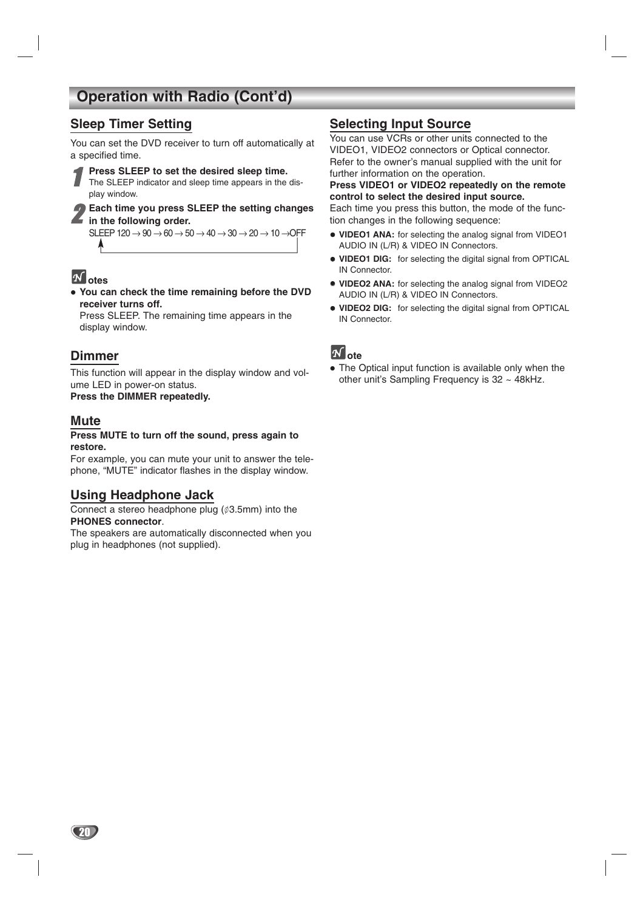# Operation with Radio (Cont'd)

## Sleep Timer Setting

You can set the DVD receiver to turn off automatically at a specified time.

1. **Press SLEEP to set the desired sleep time.**
   The SLEEP indicator and sleep time appears in the display window.

2. **Each time you press SLEEP the setting changes in the following order.**
   SLEEP 120 → 90 → 60 → 50 → 40 → 30 → 20 → 10 →OFF

**Notes**

- **You can check the time remaining before the DVD receiver turns off.**
  Press SLEEP. The remaining time appears in the display window.

## Dimmer

This function will appear in the display window and volume LED in power-on status.
**Press the DIMMER repeatedly.**

## Mute

**Press MUTE to turn off the sound, press again to restore.**
For example, you can mute your unit to answer the telephone, "MUTE" indicator flashes in the display window.

## Using Headphone Jack

Connect a stereo headphone plug (ø3.5mm) into the **PHONES connector**.
The speakers are automatically disconnected when you plug in headphones (not supplied).

## Selecting Input Source

You can use VCRs or other units connected to the VIDEO1, VIDEO2 connectors or Optical connector. Refer to the owner's manual supplied with the unit for further information on the operation.
**Press VIDEO1 or VIDEO2 repeatedly on the remote control to select the desired input source.**
Each time you press this button, the mode of the function changes in the following sequence:

- **VIDEO1 ANA:** for selecting the analog signal from VIDEO1 AUDIO IN (L/R) & VIDEO IN Connectors.
- **VIDEO1 DIG:** for selecting the digital signal from OPTICAL IN Connector.
- **VIDEO2 ANA:** for selecting the analog signal from VIDEO2 AUDIO IN (L/R) & VIDEO IN Connectors.
- **VIDEO2 DIG:** for selecting the digital signal from OPTICAL IN Connector.

**Note**

- The Optical input function is available only when the other unit's Sampling Frequency is 32 ~ 48kHz.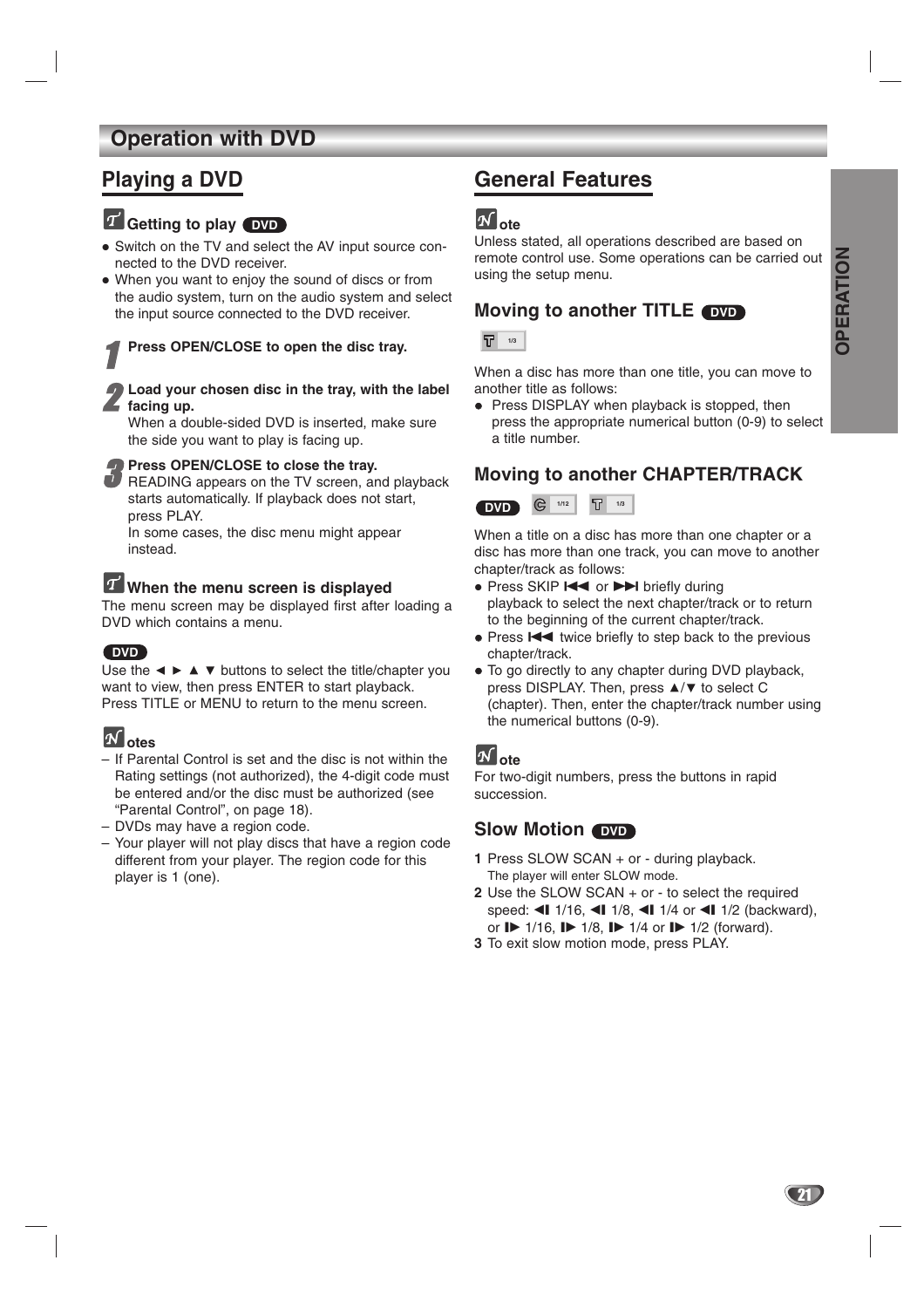# Operation with DVD

## Playing a DVD

### Getting to play DVD

- Switch on the TV and select the AV input source connected to the DVD receiver.
- When you want to enjoy the sound of discs or from the audio system, turn on the audio system and select the input source connected to the DVD receiver.

**1** **Press OPEN/CLOSE to open the disc tray.**

**2** **Load your chosen disc in the tray, with the label facing up.**
When a double-sided DVD is inserted, make sure the side you want to play is facing up.

**3** **Press OPEN/CLOSE to close the tray.**
READING appears on the TV screen, and playback starts automatically. If playback does not start, press PLAY.
In some cases, the disc menu might appear instead.

### When the menu screen is displayed

The menu screen may be displayed first after loading a DVD which contains a menu.

DVD

Use the ◄ ► ▲ ▼ buttons to select the title/chapter you want to view, then press ENTER to start playback.
Press TITLE or MENU to return to the menu screen.

**Notes**

- If Parental Control is set and the disc is not within the Rating settings (not authorized), the 4-digit code must be entered and/or the disc must be authorized (see "Parental Control", on page 18).
- DVDs may have a region code.
- Your player will not play discs that have a region code different from your player. The region code for this player is 1 (one).

## General Features

**Note**

Unless stated, all operations described are based on remote control use. Some operations can be carried out using the setup menu.

### Moving to another TITLE DVD

T 1/3

When a disc has more than one title, you can move to another title as follows:

- Press DISPLAY when playback is stopped, then press the appropriate numerical button (0-9) to select a title number.

### Moving to another CHAPTER/TRACK

DVD C 1/12 T 1/3

When a title on a disc has more than one chapter or a disc has more than one track, you can move to another chapter/track as follows:

- Press SKIP ⏮ or ⏭ briefly during playback to select the next chapter/track or to return to the beginning of the current chapter/track.
- Press ⏮ twice briefly to step back to the previous chapter/track.
- To go directly to any chapter during DVD playback, press DISPLAY. Then, press ▲/▼ to select C (chapter). Then, enter the chapter/track number using the numerical buttons (0-9).

**Note**

For two-digit numbers, press the buttons in rapid succession.

### Slow Motion DVD

1. Press SLOW SCAN + or - during playback.
   The player will enter SLOW mode.
2. Use the SLOW SCAN + or - to select the required speed: ◄I 1/16, ◄I 1/8, ◄I 1/4 or ◄I 1/2 (backward), or I► 1/16, I► 1/8, I► 1/4 or I► 1/2 (forward).
3. To exit slow motion mode, press PLAY.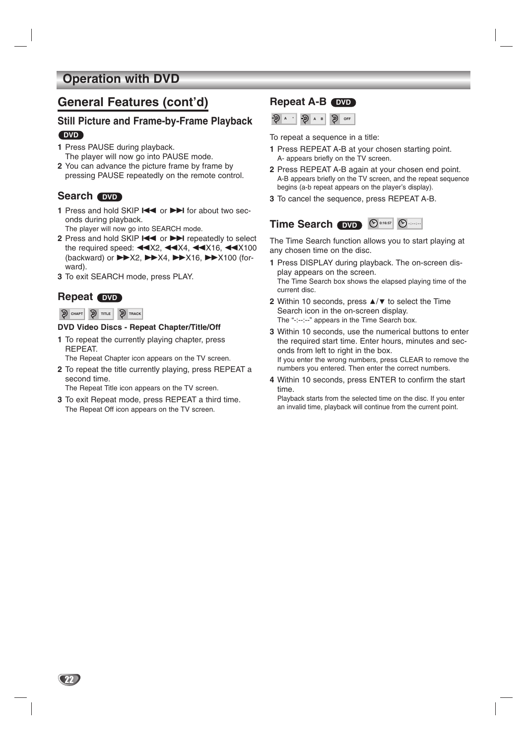# Operation with DVD

## General Features (cont'd)

### Still Picture and Frame-by-Frame Playback

DVD

1. Press PAUSE during playback.
   The player will now go into PAUSE mode.
2. You can advance the picture frame by frame by pressing PAUSE repeatedly on the remote control.

### Search DVD

1. Press and hold SKIP ◀◀ or ▶▶ for about two seconds during playback.
   The player will now go into SEARCH mode.
2. Press and hold SKIP ◀◀ or ▶▶ repeatedly to select the required speed: ◀◀X2, ◀◀X4, ◀◀X16, ◀◀X100 (backward) or ▶▶X2, ▶▶X4, ▶▶X16, ▶▶X100 (forward).
3. To exit SEARCH mode, press PLAY.

### Repeat DVD

CHAPT TITLE TRACK

**DVD Video Discs - Repeat Chapter/Title/Off**

1. To repeat the currently playing chapter, press REPEAT.
   The Repeat Chapter icon appears on the TV screen.
2. To repeat the title currently playing, press REPEAT a second time.
   The Repeat Title icon appears on the TV screen.
3. To exit Repeat mode, press REPEAT a third time.
   The Repeat Off icon appears on the TV screen.

### Repeat A-B DVD

A \* A B OFF

To repeat a sequence in a title:

1. Press REPEAT A-B at your chosen starting point.
   A- appears briefly on the TV screen.
2. Press REPEAT A-B again at your chosen end point.
   A-B appears briefly on the TV screen, and the repeat sequence begins (a-b repeat appears on the player's display).
3. To cancel the sequence, press REPEAT A-B.

### Time Search DVD

0:16:57 -:--:--

The Time Search function allows you to start playing at any chosen time on the disc.

1. Press DISPLAY during playback. The on-screen display appears on the screen.
   The Time Search box shows the elapsed playing time of the current disc.
2. Within 10 seconds, press ▲/▼ to select the Time Search icon in the on-screen display.
   The "-:--:--" appears in the Time Search box.
3. Within 10 seconds, use the numerical buttons to enter the required start time. Enter hours, minutes and seconds from left to right in the box.
   If you enter the wrong numbers, press CLEAR to remove the numbers you entered. Then enter the correct numbers.
4. Within 10 seconds, press ENTER to confirm the start time.
   Playback starts from the selected time on the disc. If you enter an invalid time, playback will continue from the current point.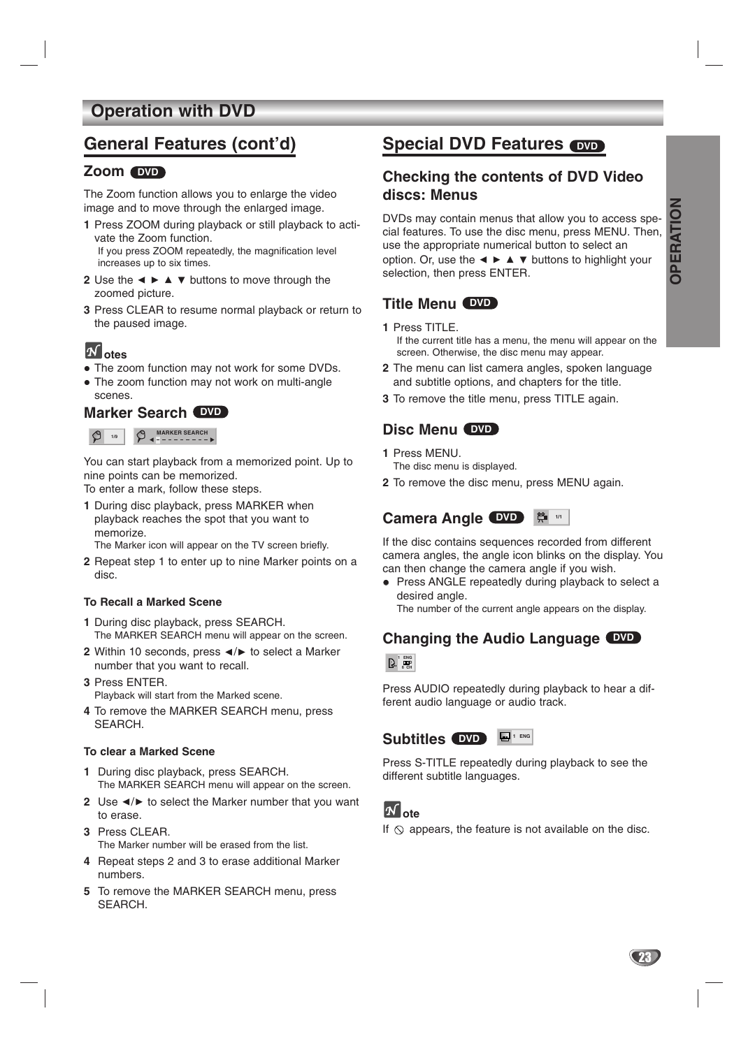# Operation with DVD

## General Features (cont'd)

### Zoom DVD

The Zoom function allows you to enlarge the video image and to move through the enlarged image.

1. Press ZOOM during playback or still playback to activate the Zoom function.
   If you press ZOOM repeatedly, the magnification level increases up to six times.
2. Use the ◄ ► ▲ ▼ buttons to move through the zoomed picture.
3. Press CLEAR to resume normal playback or return to the paused image.

**Notes**

- The zoom function may not work for some DVDs.
- The zoom function may not work on multi-angle scenes.

### Marker Search DVD

1/9 MARKER SEARCH

You can start playback from a memorized point. Up to nine points can be memorized.
To enter a mark, follow these steps.

1. During disc playback, press MARKER when playback reaches the spot that you want to memorize.
   The Marker icon will appear on the TV screen briefly.
2. Repeat step 1 to enter up to nine Marker points on a disc.

**To Recall a Marked Scene**

1. During disc playback, press SEARCH.
   The MARKER SEARCH menu will appear on the screen.
2. Within 10 seconds, press ◄/► to select a Marker number that you want to recall.
3. Press ENTER.
   Playback will start from the Marked scene.
4. To remove the MARKER SEARCH menu, press SEARCH.

**To clear a Marked Scene**

1. During disc playback, press SEARCH.
   The MARKER SEARCH menu will appear on the screen.
2. Use ◄/► to select the Marker number that you want to erase.
3. Press CLEAR.
   The Marker number will be erased from the list.
4. Repeat steps 2 and 3 to erase additional Marker numbers.
5. To remove the MARKER SEARCH menu, press SEARCH.

## Special DVD Features DVD

### Checking the contents of DVD Video discs: Menus

DVDs may contain menus that allow you to access special features. To use the disc menu, press MENU. Then, use the appropriate numerical button to select an option. Or, use the ◄ ► ▲ ▼ buttons to highlight your selection, then press ENTER.

### Title Menu DVD

1. Press TITLE.
   If the current title has a menu, the menu will appear on the screen. Otherwise, the disc menu may appear.
2. The menu can list camera angles, spoken language and subtitle options, and chapters for the title.
3. To remove the title menu, press TITLE again.

### Disc Menu DVD

1. Press MENU.
   The disc menu is displayed.
2. To remove the disc menu, press MENU again.

### Camera Angle DVD

1/1

If the disc contains sequences recorded from different camera angles, the angle icon blinks on the display. You can then change the camera angle if you wish.

- Press ANGLE repeatedly during playback to select a desired angle.
  The number of the current angle appears on the display.

### Changing the Audio Language DVD

1 ENG 6 CH

Press AUDIO repeatedly during playback to hear a different audio language or audio track.

### Subtitles DVD

1 ENG

Press S-TITLE repeatedly during playback to see the different subtitle languages.

**Note**

If ⃠ appears, the feature is not available on the disc.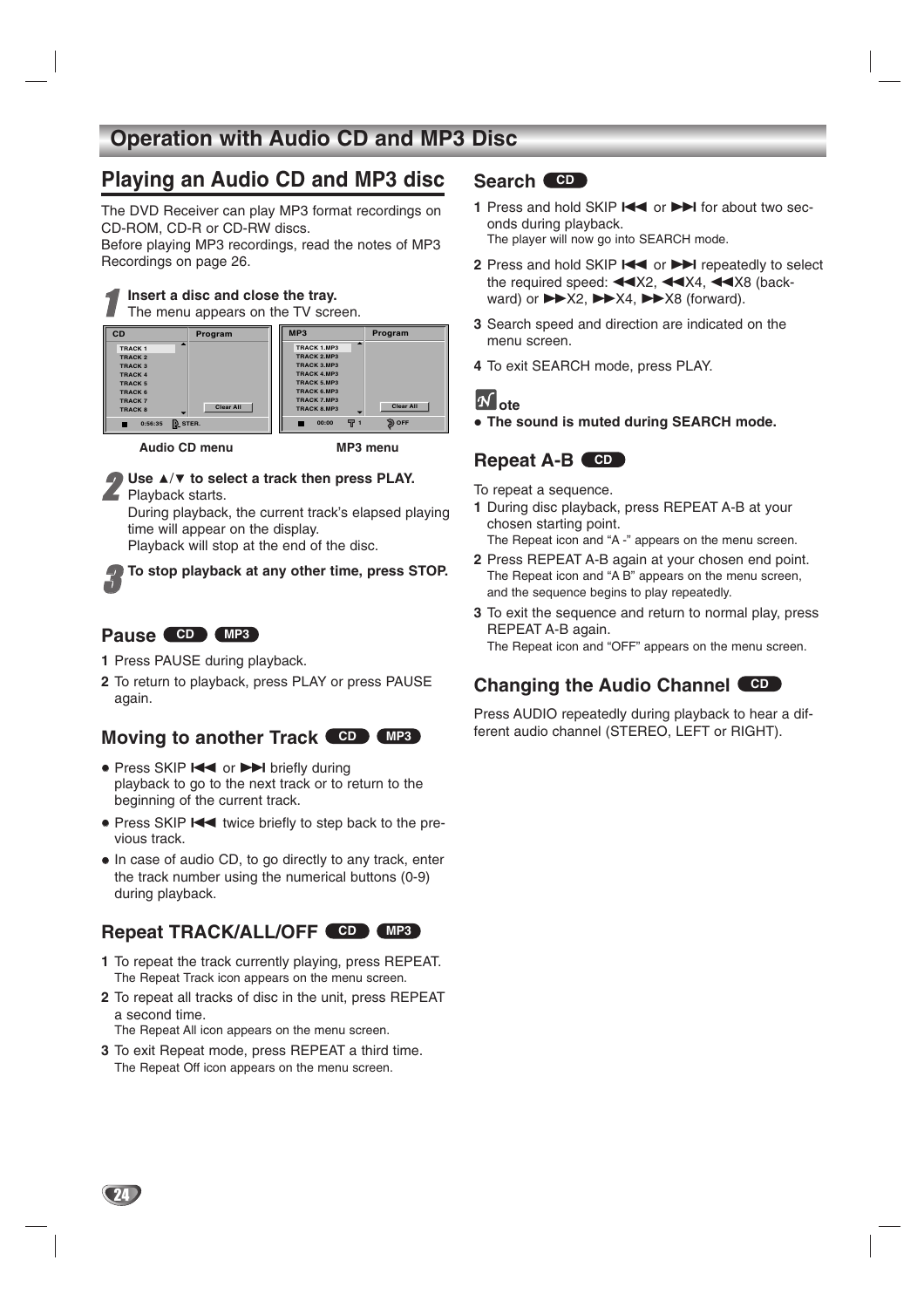# Operation with Audio CD and MP3 Disc

## Playing an Audio CD and MP3 disc

The DVD Receiver can play MP3 format recordings on CD-ROM, CD-R or CD-RW discs.
Before playing MP3 recordings, read the notes of MP3 Recordings on page 26.

**1** **Insert a disc and close the tray.**
The menu appears on the TV screen.

Audio CD menu    MP3 menu

**2** **Use ▲/▼ to select a track then press PLAY.**
Playback starts.
During playback, the current track's elapsed playing time will appear on the display.
Playback will stop at the end of the disc.

**3** **To stop playback at any other time, press STOP.**

### Pause CD MP3

1. Press PAUSE during playback.
2. To return to playback, press PLAY or press PAUSE again.

### Moving to another Track CD MP3

- Press SKIP ⏮ or ⏭ briefly during playback to go to the next track or to return to the beginning of the current track.
- Press SKIP ⏮ twice briefly to step back to the previous track.
- In case of audio CD, to go directly to any track, enter the track number using the numerical buttons (0-9) during playback.

### Repeat TRACK/ALL/OFF CD MP3

1. To repeat the track currently playing, press REPEAT.
   The Repeat Track icon appears on the menu screen.
2. To repeat all tracks of disc in the unit, press REPEAT a second time.
   The Repeat All icon appears on the menu screen.
3. To exit Repeat mode, press REPEAT a third time.
   The Repeat Off icon appears on the menu screen.

### Search CD

1. Press and hold SKIP ⏮ or ⏭ for about two seconds during playback.
   The player will now go into SEARCH mode.
2. Press and hold SKIP ⏮ or ⏭ repeatedly to select the required speed: ◀◀X2, ◀◀X4, ◀◀X8 (backward) or ▶▶X2, ▶▶X4, ▶▶X8 (forward).
3. Search speed and direction are indicated on the menu screen.
4. To exit SEARCH mode, press PLAY.

**Note**

- **The sound is muted during SEARCH mode.**

### Repeat A-B CD

To repeat a sequence.

1. During disc playback, press REPEAT A-B at your chosen starting point.
   The Repeat icon and "A -" appears on the menu screen.
2. Press REPEAT A-B again at your chosen end point.
   The Repeat icon and "A B" appears on the menu screen, and the sequence begins to play repeatedly.
3. To exit the sequence and return to normal play, press REPEAT A-B again.
   The Repeat icon and "OFF" appears on the menu screen.

### Changing the Audio Channel CD

Press AUDIO repeatedly during playback to hear a different audio channel (STEREO, LEFT or RIGHT).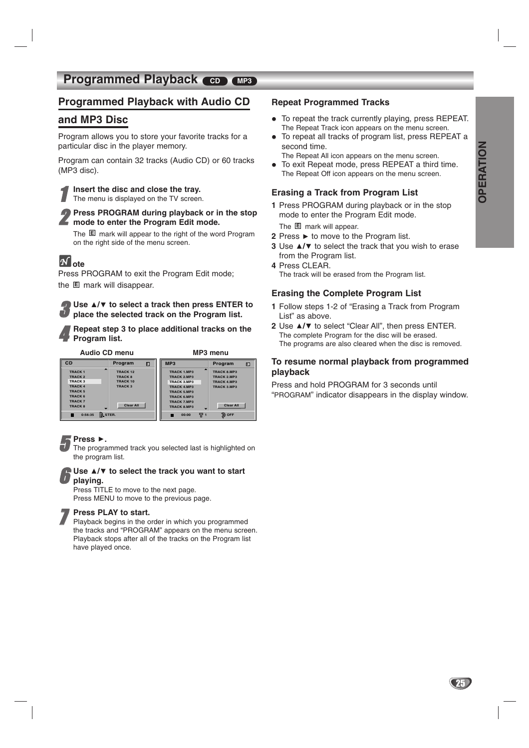# Programmed Playback CD MP3

## Programmed Playback with Audio CD and MP3 Disc

Program allows you to store your favorite tracks for a particular disc in the player memory.

Program can contain 32 tracks (Audio CD) or 60 tracks (MP3 disc).

**1 Insert the disc and close the tray.**
The menu is displayed on the TV screen.

**2 Press PROGRAM during playback or in the stop mode to enter the Program Edit mode.**
The E mark will appear to the right of the word Program on the right side of the menu screen.

**Note**
Press PROGRAM to exit the Program Edit mode; the E mark will disappear.

**3 Use ▲/▼ to select a track then press ENTER to place the selected track on the Program list.**

**4 Repeat step 3 to place additional tracks on the Program list.**

**Audio CD menu** | **MP3 menu**

| CD | Program |
|---|---|
| TRACK 1 | TRACK 12 |
| TRACK 2 | TRACK 8 |
| TRACK 3 | TRACK 10 |
| TRACK 4 | TRACK 3 |
| TRACK 5 | |
| TRACK 6 | |
| TRACK 7 | Clear All |
| TRACK 8 | |
| 0:56:35 STER. | |

| MP3 | Program |
|---|---|
| TRACK 1.MP3 | TRACK 8.MP3 |
| TRACK 2.MP3 | TRACK 2.MP3 |
| TRACK 3.MP3 | TRACK 4.MP3 |
| TRACK 4.MP3 | TRACK 3.MP3 |
| TRACK 5.MP3 | |
| TRACK 6.MP3 | |
| TRACK 7.MP3 | Clear All |
| TRACK 8.MP3 | |
| 00:00 1 | OFF |

**5 Press ►.**
The programmed track you selected last is highlighted on the program list.

**6 Use ▲/▼ to select the track you want to start playing.**
Press TITLE to move to the next page.
Press MENU to move to the previous page.

**7 Press PLAY to start.**
Playback begins in the order in which you programmed the tracks and "PROGRAM" appears on the menu screen. Playback stops after all of the tracks on the Program list have played once.

### Repeat Programmed Tracks

- To repeat the track currently playing, press REPEAT.
  The Repeat Track icon appears on the menu screen.
- To repeat all tracks of program list, press REPEAT a second time.
  The Repeat All icon appears on the menu screen.
- To exit Repeat mode, press REPEAT a third time.
  The Repeat Off icon appears on the menu screen.

### Erasing a Track from Program List

1. Press PROGRAM during playback or in the stop mode to enter the Program Edit mode.
   The E mark will appear.
2. Press ► to move to the Program list.
3. Use ▲/▼ to select the track that you wish to erase from the Program list.
4. Press CLEAR.
   The track will be erased from the Program list.

### Erasing the Complete Program List

1. Follow steps 1-2 of "Erasing a Track from Program List" as above.
2. Use ▲/▼ to select "Clear All", then press ENTER.
   The complete Program for the disc will be erased.
   The programs are also cleared when the disc is removed.

### To resume normal playback from programmed playback

Press and hold PROGRAM for 3 seconds until "PROGRAM" indicator disappears in the display window.

OPERATION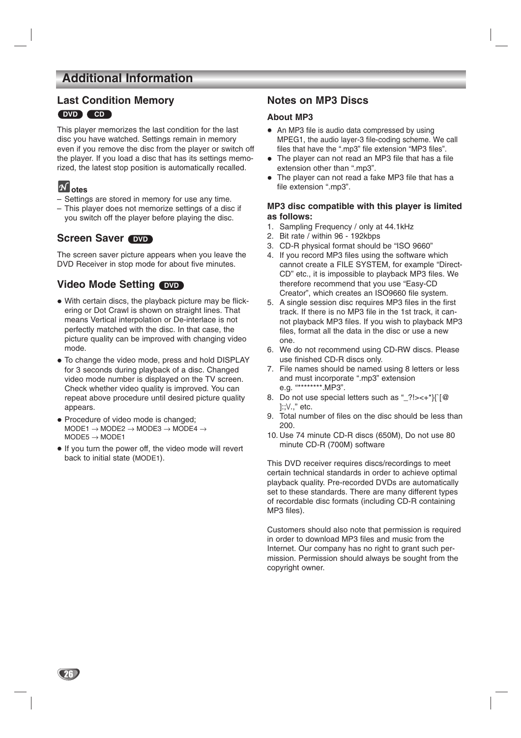# Additional Information

## Last Condition Memory

DVD CD

This player memorizes the last condition for the last disc you have watched. Settings remain in memory even if you remove the disc from the player or switch off the player. If you load a disc that has its settings memorized, the latest stop position is automatically recalled.

**Notes**

– Settings are stored in memory for use any time.
– This player does not memorize settings of a disc if you switch off the player before playing the disc.

## Screen Saver DVD

The screen saver picture appears when you leave the DVD Receiver in stop mode for about five minutes.

## Video Mode Setting DVD

- With certain discs, the playback picture may be flickering or Dot Crawl is shown on straight lines. That means Vertical interpolation or De-interlace is not perfectly matched with the disc. In that case, the picture quality can be improved with changing video mode.
- To change the video mode, press and hold DISPLAY for 3 seconds during playback of a disc. Changed video mode number is displayed on the TV screen. Check whether video quality is improved. You can repeat above procedure until desired picture quality appears.
- Procedure of video mode is changed; MODE1 → MODE2 → MODE3 → MODE4 → MODE5 → MODE1
- If you turn the power off, the video mode will revert back to initial state (MODE1).

## Notes on MP3 Discs

### About MP3

- An MP3 file is audio data compressed by using MPEG1, the audio layer-3 file-coding scheme. We call files that have the ".mp3" file extension "MP3 files".
- The player can not read an MP3 file that has a file extension other than ".mp3".
- The player can not read a fake MP3 file that has a file extension ".mp3".

### MP3 disc compatible with this player is limited as follows:

1. Sampling Frequency / only at 44.1kHz
2. Bit rate / within 96 - 192kbps
3. CD-R physical format should be "ISO 9660"
4. If you record MP3 files using the software which cannot create a FILE SYSTEM, for example "Direct-CD" etc., it is impossible to playback MP3 files. We therefore recommend that you use "Easy-CD Creator", which creates an ISO9660 file system.
5. A single session disc requires MP3 files in the first track. If there is no MP3 file in the 1st track, cannot playback MP3 files. If you wish to playback MP3 files, format all the data in the disc or use a new one.
6. We do not recommend using CD-RW discs. Please use finished CD-R discs only.
7. File names should be named using 8 letters or less and must incorporate ".mp3" extension e.g. "********.MP3".
8. Do not use special letters such as "_?!><+*}{`[@ ]:;\/.," etc.
9. Total number of files on the disc should be less than 200.
10. Use 74 minute CD-R discs (650M), Do not use 80 minute CD-R (700M) software

This DVD receiver requires discs/recordings to meet certain technical standards in order to achieve optimal playback quality. Pre-recorded DVDs are automatically set to these standards. There are many different types of recordable disc formats (including CD-R containing MP3 files).

Customers should also note that permission is required in order to download MP3 files and music from the Internet. Our company has no right to grant such permission. Permission should always be sought from the copyright owner.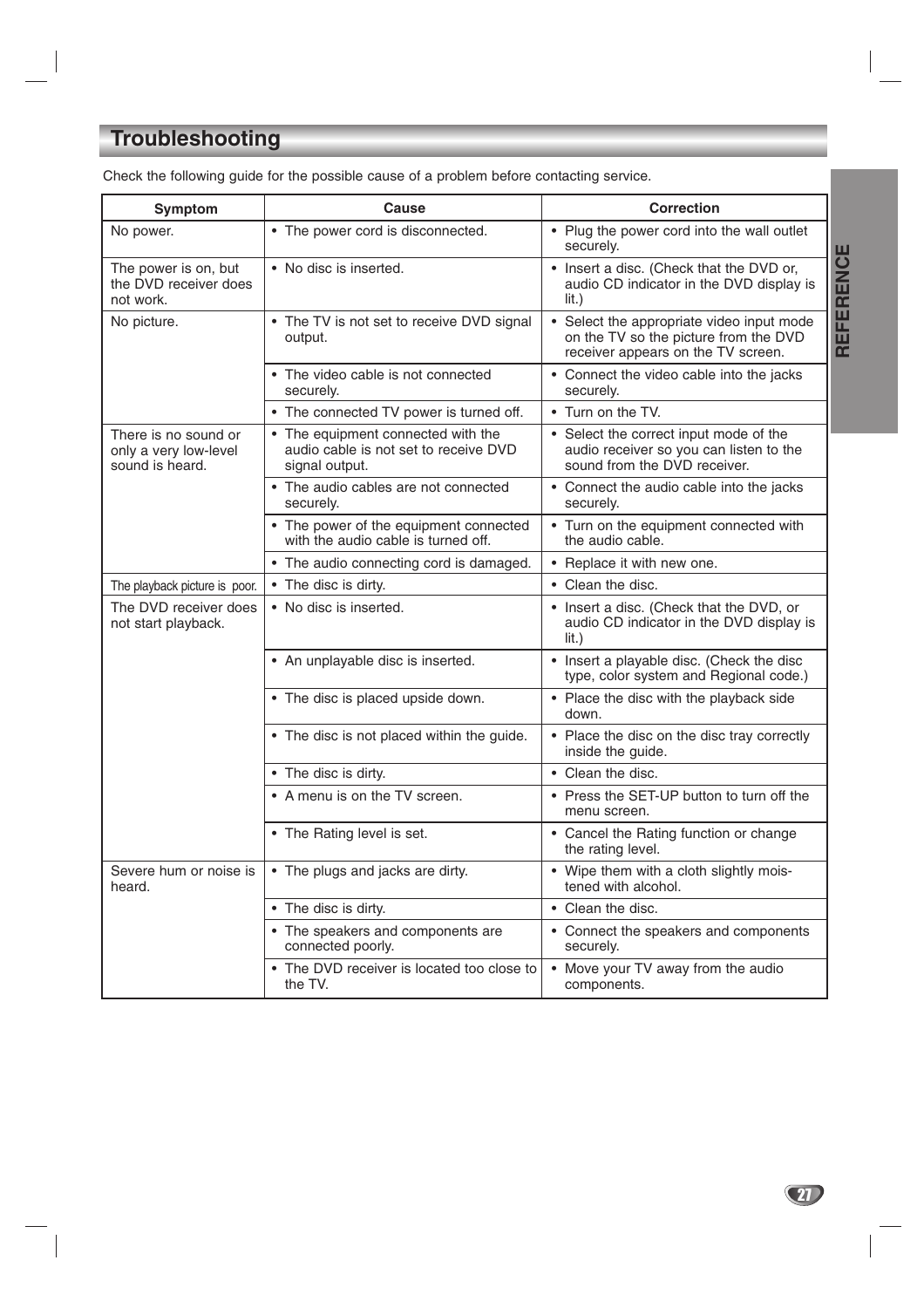## Troubleshooting

Check the following guide for the possible cause of a problem before contacting service.

| Symptom | Cause | Correction |
|---|---|---|
| No power. | • The power cord is disconnected. | • Plug the power cord into the wall outlet securely. |
| The power is on, but the DVD receiver does not work. | • No disc is inserted. | • Insert a disc. (Check that the DVD or, audio CD indicator in the DVD display is lit.) |
| No picture. | • The TV is not set to receive DVD signal output. | • Select the appropriate video input mode on the TV so the picture from the DVD receiver appears on the TV screen. |
| | • The video cable is not connected securely. | • Connect the video cable into the jacks securely. |
| | • The connected TV power is turned off. | • Turn on the TV. |
| There is no sound or only a very low-level sound is heard. | • The equipment connected with the audio cable is not set to receive DVD signal output. | • Select the correct input mode of the audio receiver so you can listen to the sound from the DVD receiver. |
| | • The audio cables are not connected securely. | • Connect the audio cable into the jacks securely. |
| | • The power of the equipment connected with the audio cable is turned off. | • Turn on the equipment connected with the audio cable. |
| | • The audio connecting cord is damaged. | • Replace it with new one. |
| The playback picture is poor. | • The disc is dirty. | • Clean the disc. |
| The DVD receiver does not start playback. | • No disc is inserted. | • Insert a disc. (Check that the DVD, or audio CD indicator in the DVD display is lit.) |
| | • An unplayable disc is inserted. | • Insert a playable disc. (Check the disc type, color system and Regional code.) |
| | • The disc is placed upside down. | • Place the disc with the playback side down. |
| | • The disc is not placed within the guide. | • Place the disc on the disc tray correctly inside the guide. |
| | • The disc is dirty. | • Clean the disc. |
| | • A menu is on the TV screen. | • Press the SET-UP button to turn off the menu screen. |
| | • The Rating level is set. | • Cancel the Rating function or change the rating level. |
| Severe hum or noise is heard. | • The plugs and jacks are dirty. | • Wipe them with a cloth slightly moistened with alcohol. |
| | • The disc is dirty. | • Clean the disc. |
| | • The speakers and components are connected poorly. | • Connect the speakers and components securely. |
| | • The DVD receiver is located too close to the TV. | • Move your TV away from the audio components. |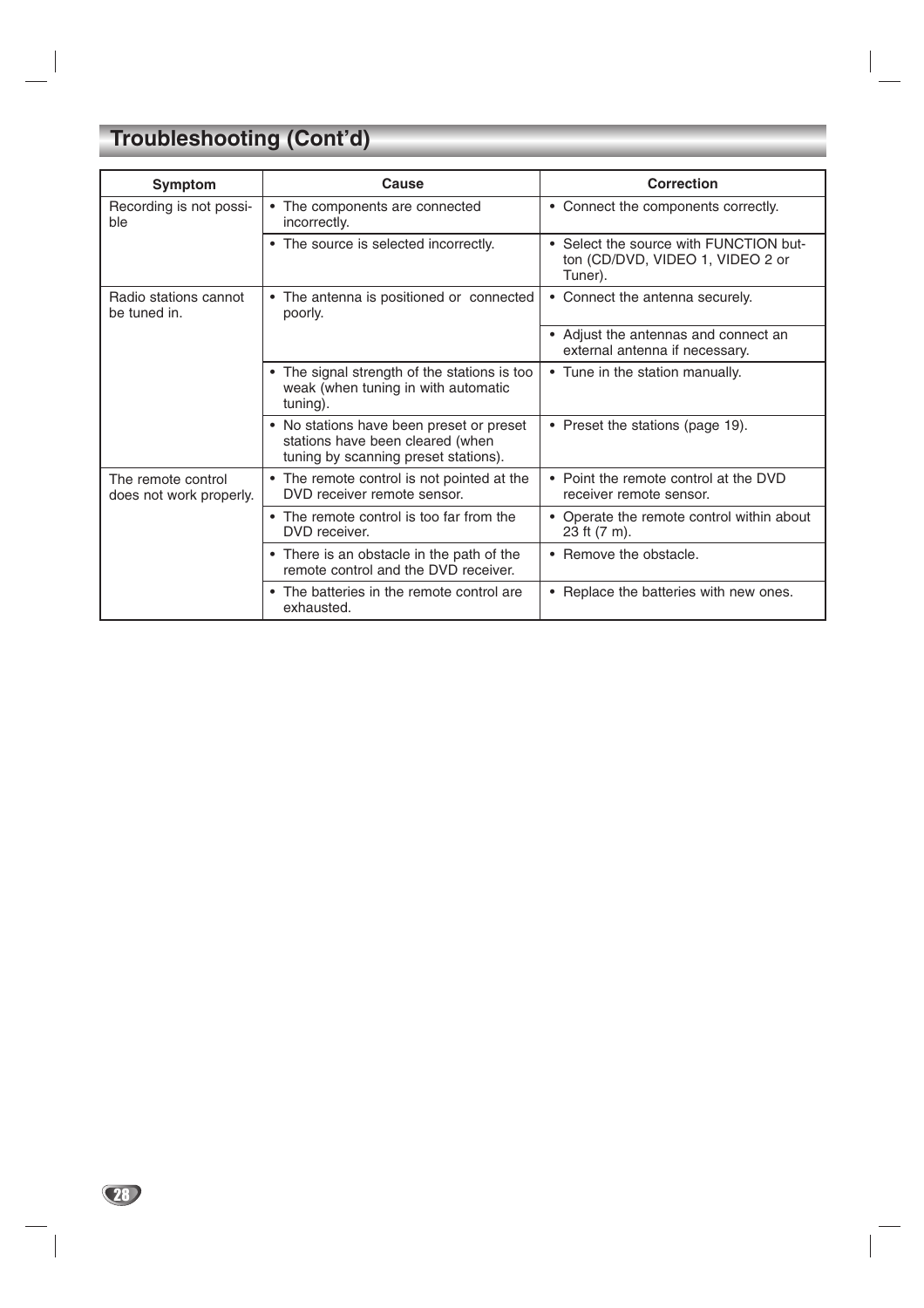# Troubleshooting (Cont'd)

| Symptom | Cause | Correction |
|---|---|---|
| Recording is not possible | • The components are connected incorrectly. | • Connect the components correctly. |
| | • The source is selected incorrectly. | • Select the source with FUNCTION button (CD/DVD, VIDEO 1, VIDEO 2 or Tuner). |
| Radio stations cannot be tuned in. | • The antenna is positioned or connected poorly. | • Connect the antenna securely. |
| | | • Adjust the antennas and connect an external antenna if necessary. |
| | • The signal strength of the stations is too weak (when tuning in with automatic tuning). | • Tune in the station manually. |
| | • No stations have been preset or preset stations have been cleared (when tuning by scanning preset stations). | • Preset the stations (page 19). |
| The remote control does not work properly. | • The remote control is not pointed at the DVD receiver remote sensor. | • Point the remote control at the DVD receiver remote sensor. |
| | • The remote control is too far from the DVD receiver. | • Operate the remote control within about 23 ft (7 m). |
| | • There is an obstacle in the path of the remote control and the DVD receiver. | • Remove the obstacle. |
| | • The batteries in the remote control are exhausted. | • Replace the batteries with new ones. |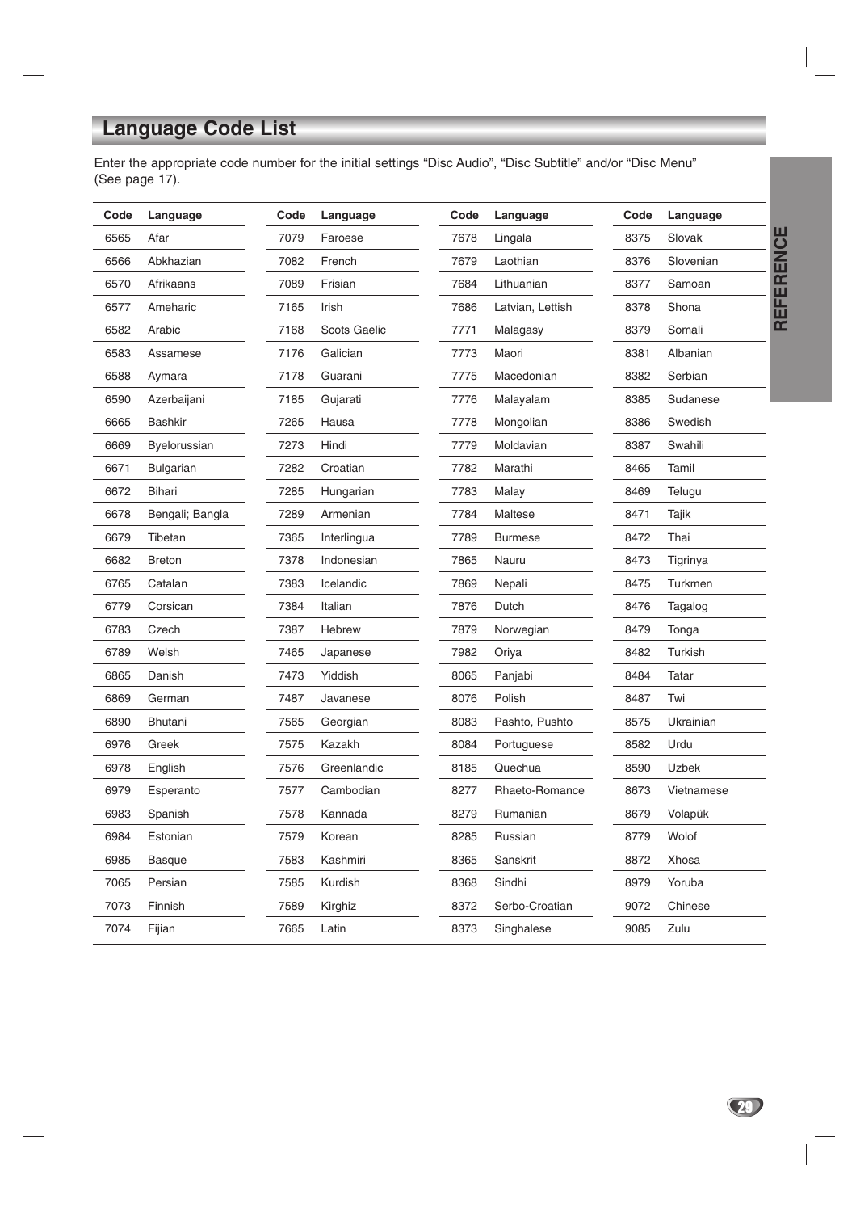## Language Code List

Enter the appropriate code number for the initial settings “Disc Audio”, “Disc Subtitle” and/or “Disc Menu” (See page 17).

| Code | Language | Code | Language | Code | Language | Code | Language |
|---|---|---|---|---|---|---|---|
| 6565 | Afar | 7079 | Faroese | 7678 | Lingala | 8375 | Slovak |
| 6566 | Abkhazian | 7082 | French | 7679 | Laothian | 8376 | Slovenian |
| 6570 | Afrikaans | 7089 | Frisian | 7684 | Lithuanian | 8377 | Samoan |
| 6577 | Ameharic | 7165 | Irish | 7686 | Latvian, Lettish | 8378 | Shona |
| 6582 | Arabic | 7168 | Scots Gaelic | 7771 | Malagasy | 8379 | Somali |
| 6583 | Assamese | 7176 | Galician | 7773 | Maori | 8381 | Albanian |
| 6588 | Aymara | 7178 | Guarani | 7775 | Macedonian | 8382 | Serbian |
| 6590 | Azerbaijani | 7185 | Gujarati | 7776 | Malayalam | 8385 | Sudanese |
| 6665 | Bashkir | 7265 | Hausa | 7778 | Mongolian | 8386 | Swedish |
| 6669 | Byelorussian | 7273 | Hindi | 7779 | Moldavian | 8387 | Swahili |
| 6671 | Bulgarian | 7282 | Croatian | 7782 | Marathi | 8465 | Tamil |
| 6672 | Bihari | 7285 | Hungarian | 7783 | Malay | 8469 | Telugu |
| 6678 | Bengali; Bangla | 7289 | Armenian | 7784 | Maltese | 8471 | Tajik |
| 6679 | Tibetan | 7365 | Interlingua | 7789 | Burmese | 8472 | Thai |
| 6682 | Breton | 7378 | Indonesian | 7865 | Nauru | 8473 | Tigrinya |
| 6765 | Catalan | 7383 | Icelandic | 7869 | Nepali | 8475 | Turkmen |
| 6779 | Corsican | 7384 | Italian | 7876 | Dutch | 8476 | Tagalog |
| 6783 | Czech | 7387 | Hebrew | 7879 | Norwegian | 8479 | Tonga |
| 6789 | Welsh | 7465 | Japanese | 7982 | Oriya | 8482 | Turkish |
| 6865 | Danish | 7473 | Yiddish | 8065 | Panjabi | 8484 | Tatar |
| 6869 | German | 7487 | Javanese | 8076 | Polish | 8487 | Twi |
| 6890 | Bhutani | 7565 | Georgian | 8083 | Pashto, Pushto | 8575 | Ukrainian |
| 6976 | Greek | 7575 | Kazakh | 8084 | Portuguese | 8582 | Urdu |
| 6978 | English | 7576 | Greenlandic | 8185 | Quechua | 8590 | Uzbek |
| 6979 | Esperanto | 7577 | Cambodian | 8277 | Rhaeto-Romance | 8673 | Vietnamese |
| 6983 | Spanish | 7578 | Kannada | 8279 | Rumanian | 8679 | Volapük |
| 6984 | Estonian | 7579 | Korean | 8285 | Russian | 8779 | Wolof |
| 6985 | Basque | 7583 | Kashmiri | 8365 | Sanskrit | 8872 | Xhosa |
| 7065 | Persian | 7585 | Kurdish | 8368 | Sindhi | 8979 | Yoruba |
| 7073 | Finnish | 7589 | Kirghiz | 8372 | Serbo-Croatian | 9072 | Chinese |
| 7074 | Fijian | 7665 | Latin | 8373 | Singhalese | 9085 | Zulu |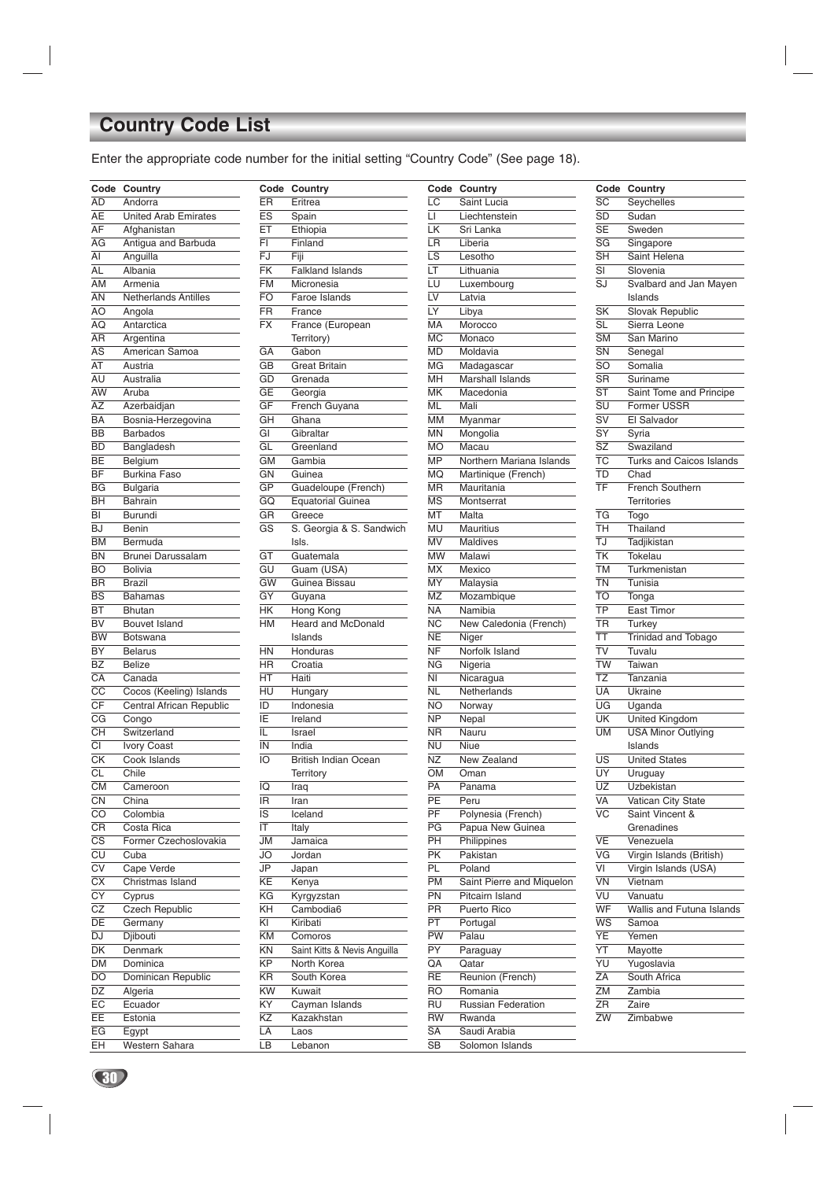# Country Code List

Enter the appropriate code number for the initial setting "Country Code" (See page 18).

| Code | Country |
|---|---|
| AD | Andorra |
| AE | United Arab Emirates |
| AF | Afghanistan |
| AG | Antigua and Barbuda |
| AI | Anguilla |
| AL | Albania |
| AM | Armenia |
| AN | Netherlands Antilles |
| AO | Angola |
| AQ | Antarctica |
| AR | Argentina |
| AS | American Samoa |
| AT | Austria |
| AU | Australia |
| AW | Aruba |
| AZ | Azerbaidjan |
| BA | Bosnia-Herzegovina |
| BB | Barbados |
| BD | Bangladesh |
| BE | Belgium |
| BF | Burkina Faso |
| BG | Bulgaria |
| BH | Bahrain |
| BI | Burundi |
| BJ | Benin |
| BM | Bermuda |
| BN | Brunei Darussalam |
| BO | Bolivia |
| BR | Brazil |
| BS | Bahamas |
| BT | Bhutan |
| BV | Bouvet Island |
| BW | Botswana |
| BY | Belarus |
| BZ | Belize |
| CA | Canada |
| CC | Cocos (Keeling) Islands |
| CF | Central African Republic |
| CG | Congo |
| CH | Switzerland |
| CI | Ivory Coast |
| CK | Cook Islands |
| CL | Chile |
| CM | Cameroon |
| CN | China |
| CO | Colombia |
| CR | Costa Rica |
| CS | Former Czechoslovakia |
| CU | Cuba |
| CV | Cape Verde |
| CX | Christmas Island |
| CY | Cyprus |
| CZ | Czech Republic |
| DE | Germany |
| DJ | Djibouti |
| DK | Denmark |
| DM | Dominica |
| DO | Dominican Republic |
| DZ | Algeria |
| EC | Ecuador |
| EE | Estonia |
| EG | Egypt |
| EH | Western Sahara |
| ER | Eritrea |
| ES | Spain |
| ET | Ethiopia |
| FI | Finland |
| FJ | Fiji |
| FK | Falkland Islands |
| FM | Micronesia |
| FO | Faroe Islands |
| FR | France |
| FX | France (European Territory) |
| GA | Gabon |
| GB | Great Britain |
| GD | Grenada |
| GE | Georgia |
| GF | French Guyana |
| GH | Ghana |
| GI | Gibraltar |
| GL | Greenland |
| GM | Gambia |
| GN | Guinea |
| GP | Guadeloupe (French) |
| GQ | Equatorial Guinea |
| GR | Greece |
| GS | S. Georgia & S. Sandwich Isls. |
| GT | Guatemala |
| GU | Guam (USA) |
| GW | Guinea Bissau |
| GY | Guyana |
| HK | Hong Kong |
| HM | Heard and McDonald Islands |
| HN | Honduras |
| HR | Croatia |
| HT | Haiti |
| HU | Hungary |
| ID | Indonesia |
| IE | Ireland |
| IL | Israel |
| IN | India |
| IO | British Indian Ocean Territory |
| IQ | Iraq |
| IR | Iran |
| IS | Iceland |
| IT | Italy |
| JM | Jamaica |
| JO | Jordan |
| JP | Japan |
| KE | Kenya |
| KG | Kyrgyzstan |
| KH | Cambodia6 |
| KI | Kiribati |
| KM | Comoros |
| KN | Saint Kitts & Nevis Anguilla |
| KP | North Korea |
| KR | South Korea |
| KW | Kuwait |
| KY | Cayman Islands |
| KZ | Kazakhstan |
| LA | Laos |
| LB | Lebanon |
| LC | Saint Lucia |
| LI | Liechtenstein |
| LK | Sri Lanka |
| LR | Liberia |
| LS | Lesotho |
| LT | Lithuania |
| LU | Luxembourg |
| LV | Latvia |
| LY | Libya |
| MA | Morocco |
| MC | Monaco |
| MD | Moldavia |
| MG | Madagascar |
| MH | Marshall Islands |
| MK | Macedonia |
| ML | Mali |
| MM | Myanmar |
| MN | Mongolia |
| MO | Macau |
| MP | Northern Mariana Islands |
| MQ | Martinique (French) |
| MR | Mauritania |
| MS | Montserrat |
| MT | Malta |
| MU | Mauritius |
| MV | Maldives |
| MW | Malawi |
| MX | Mexico |
| MY | Malaysia |
| MZ | Mozambique |
| NA | Namibia |
| NC | New Caledonia (French) |
| NE | Niger |
| NF | Norfolk Island |
| NG | Nigeria |
| NI | Nicaragua |
| NL | Netherlands |
| NO | Norway |
| NP | Nepal |
| NR | Nauru |
| NU | Niue |
| NZ | New Zealand |
| OM | Oman |
| PA | Panama |
| PE | Peru |
| PF | Polynesia (French) |
| PG | Papua New Guinea |
| PH | Philippines |
| PK | Pakistan |
| PL | Poland |
| PM | Saint Pierre and Miquelon |
| PN | Pitcairn Island |
| PR | Puerto Rico |
| PT | Portugal |
| PW | Palau |
| PY | Paraguay |
| QA | Qatar |
| RE | Reunion (French) |
| RO | Romania |
| RU | Russian Federation |
| RW | Rwanda |
| SA | Saudi Arabia |
| SB | Solomon Islands |
| SC | Seychelles |
| SD | Sudan |
| SE | Sweden |
| SG | Singapore |
| SH | Saint Helena |
| SI | Slovenia |
| SJ | Svalbard and Jan Mayen Islands |
| SK | Slovak Republic |
| SL | Sierra Leone |
| SM | San Marino |
| SN | Senegal |
| SO | Somalia |
| SR | Suriname |
| ST | Saint Tome and Principe |
| SU | Former USSR |
| SV | El Salvador |
| SY | Syria |
| SZ | Swaziland |
| TC | Turks and Caicos Islands |
| TD | Chad |
| TF | French Southern Territories |
| TG | Togo |
| TH | Thailand |
| TJ | Tadjikistan |
| TK | Tokelau |
| TM | Turkmenistan |
| TN | Tunisia |
| TO | Tonga |
| TP | East Timor |
| TR | Turkey |
| TT | Trinidad and Tobago |
| TV | Tuvalu |
| TW | Taiwan |
| TZ | Tanzania |
| UA | Ukraine |
| UG | Uganda |
| UK | United Kingdom |
| UM | USA Minor Outlying Islands |
| US | United States |
| UY | Uruguay |
| UZ | Uzbekistan |
| VA | Vatican City State |
| VC | Saint Vincent & Grenadines |
| VE | Venezuela |
| VG | Virgin Islands (British) |
| VI | Virgin Islands (USA) |
| VN | Vietnam |
| VU | Vanuatu |
| WF | Wallis and Futuna Islands |
| WS | Samoa |
| YE | Yemen |
| YT | Mayotte |
| YU | Yugoslavia |
| ZA | South Africa |
| ZM | Zambia |
| ZR | Zaire |
| ZW | Zimbabwe |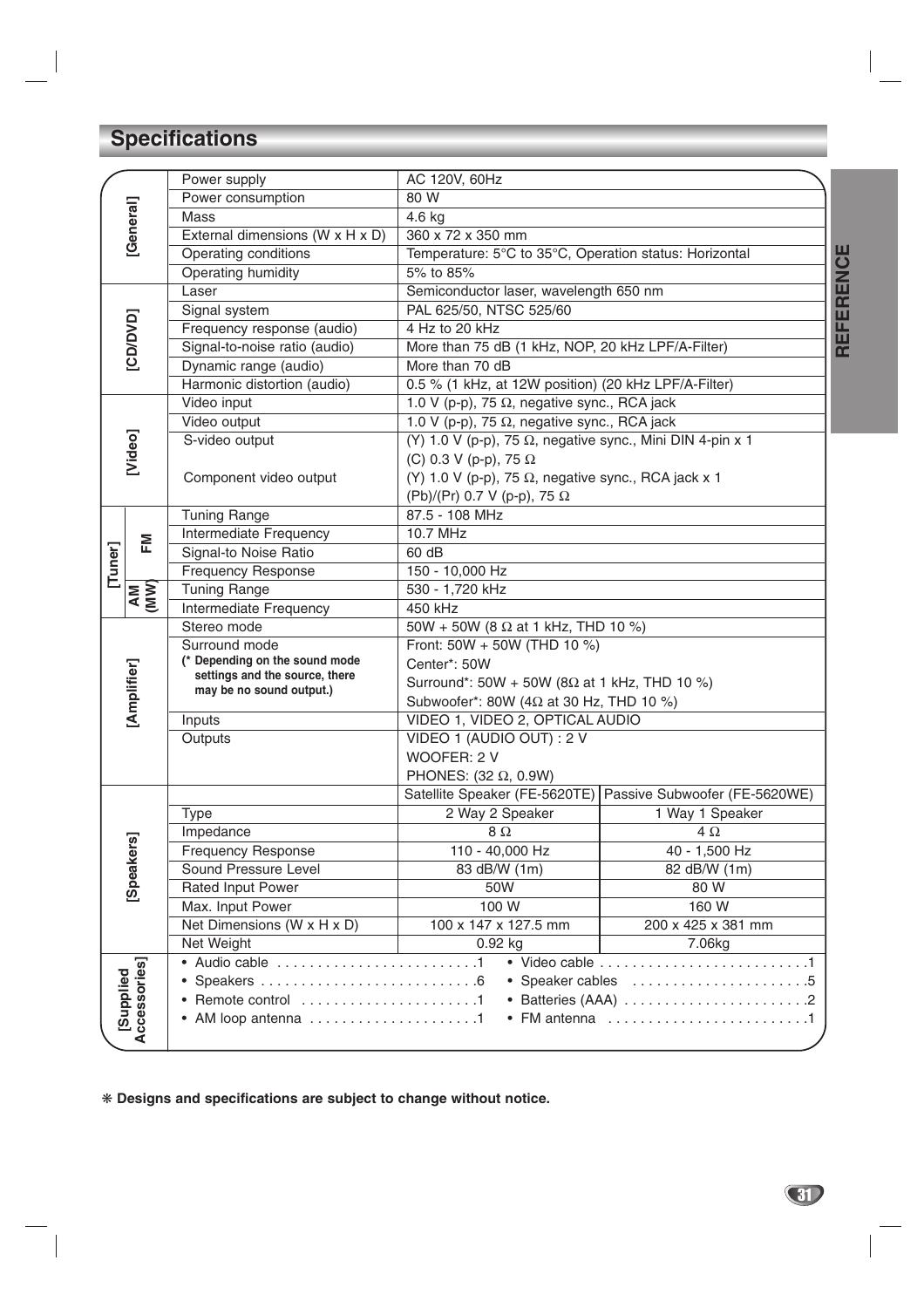# Specifications

| Category | Item | Specification | |
|---|---|---|---|
| [General] | Power supply | AC 120V, 60Hz | |
| | Power consumption | 80 W | |
| | Mass | 4.6 kg | |
| | External dimensions (W x H x D) | 360 x 72 x 350 mm | |
| | Operating conditions | Temperature: 5°C to 35°C, Operation status: Horizontal | |
| | Operating humidity | 5% to 85% | |
| [CD/DVD] | Laser | Semiconductor laser, wavelength 650 nm | |
| | Signal system | PAL 625/50, NTSC 525/60 | |
| | Frequency response (audio) | 4 Hz to 20 kHz | |
| | Signal-to-noise ratio (audio) | More than 75 dB (1 kHz, NOP, 20 kHz LPF/A-Filter) | |
| | Dynamic range (audio) | More than 70 dB | |
| | Harmonic distortion (audio) | 0.5 % (1 kHz, at 12W position) (20 kHz LPF/A-Filter) | |
| [Video] | Video input | 1.0 V (p-p), 75 Ω, negative sync., RCA jack | |
| | Video output | 1.0 V (p-p), 75 Ω, negative sync., RCA jack | |
| | S-video output | (Y) 1.0 V (p-p), 75 Ω, negative sync., Mini DIN 4-pin x 1<br>(C) 0.3 V (p-p), 75 Ω | |
| | Component video output | (Y) 1.0 V (p-p), 75 Ω, negative sync., RCA jack x 1<br>(Pb)/(Pr) 0.7 V (p-p), 75 Ω | |
| [Tuner] FM | Tuning Range | 87.5 - 108 MHz | |
| | Intermediate Frequency | 10.7 MHz | |
| | Signal-to Noise Ratio | 60 dB | |
| | Frequency Response | 150 - 10,000 Hz | |
| [Tuner] AM (MW) | Tuning Range | 530 - 1,720 kHz | |
| | Intermediate Frequency | 450 kHz | |
| [Amplifier] | Stereo mode | 50W + 50W (8 Ω at 1 kHz, THD 10 %) | |
| | Surround mode<br>**(* Depending on the sound mode settings and the source, there may be no sound output.)** | Front: 50W + 50W (THD 10 %)<br>Center*: 50W<br>Surround*: 50W + 50W (8Ω at 1 kHz, THD 10 %)<br>Subwoofer*: 80W (4Ω at 30 Hz, THD 10 %) | |
| | Inputs | VIDEO 1, VIDEO 2, OPTICAL AUDIO | |
| | Outputs | VIDEO 1 (AUDIO OUT) : 2 V<br>WOOFER: 2 V<br>PHONES: (32 Ω, 0.9W) | |
| [Speakers] | | Satellite Speaker (FE-5620TE) | Passive Subwoofer (FE-5620WE) |
| | Type | 2 Way 2 Speaker | 1 Way 1 Speaker |
| | Impedance | 8 Ω | 4 Ω |
| | Frequency Response | 110 - 40,000 Hz | 40 - 1,500 Hz |
| | Sound Pressure Level | 83 dB/W (1m) | 82 dB/W (1m) |
| | Rated Input Power | 50W | 80 W |
| | Max. Input Power | 100 W | 160 W |
| | Net Dimensions (W x H x D) | 100 x 147 x 127.5 mm | 200 x 425 x 381 mm |
| | Net Weight | 0.92 kg | 7.06kg |

**[Supplied Accessories]**

- Audio cable ........................1
- Video cable ........................1
- Speakers ........................6
- Speaker cables ........................5
- Remote control ........................1
- Batteries (AAA) ........................2
- AM loop antenna ........................1
- FM antenna ........................1

❋ **Designs and specifications are subject to change without notice.**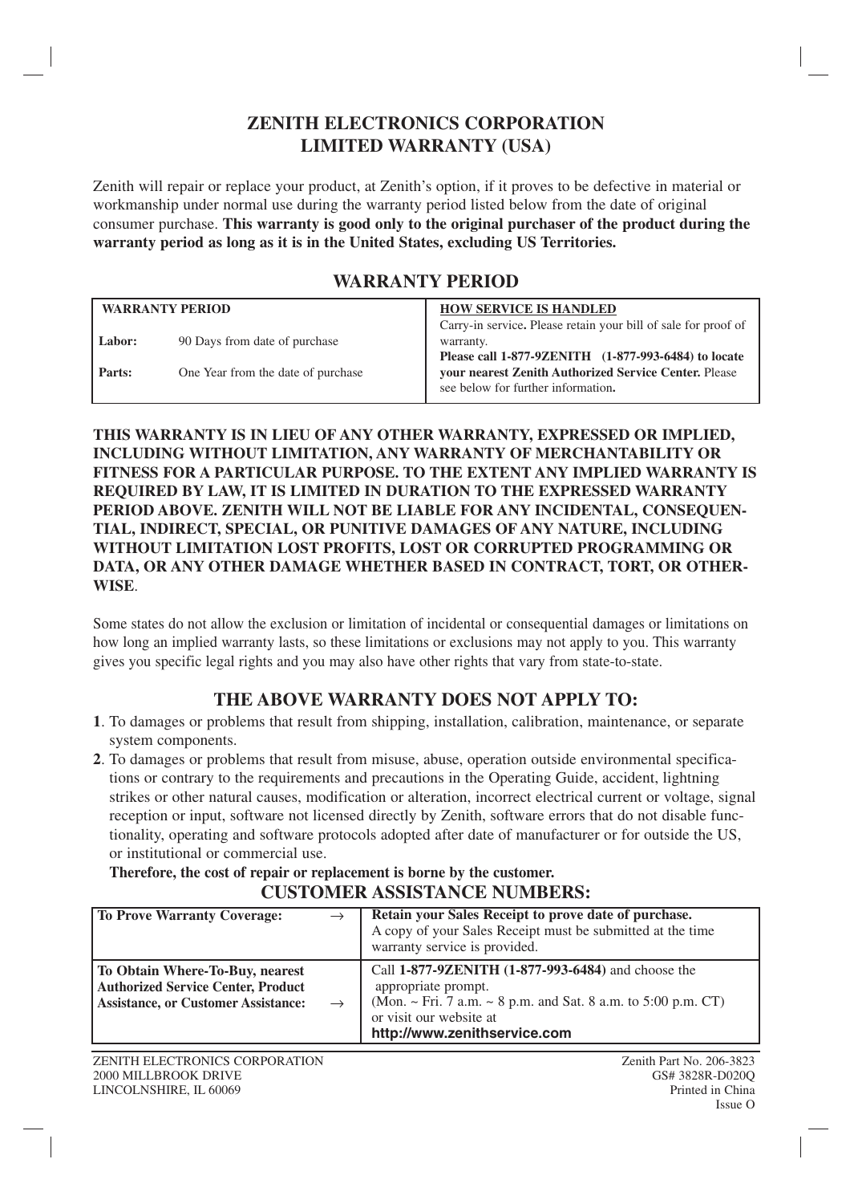# ZENITH ELECTRONICS CORPORATION
# LIMITED WARRANTY (USA)

Zenith will repair or replace your product, at Zenith's option, if it proves to be defective in material or workmanship under normal use during the warranty period listed below from the date of original consumer purchase. **This warranty is good only to the original purchaser of the product during the warranty period as long as it is in the United States, excluding US Territories.**

## WARRANTY PERIOD

| WARRANTY PERIOD | | HOW SERVICE IS HANDLED |
|---|---|---|
| **Labor:** | 90 Days from date of purchase | Carry-in service**.** Please retain your bill of sale for proof of warranty. **Please call 1-877-9ZENITH (1-877-993-6484) to locate your nearest Zenith Authorized Service Center.** Please see below for further information**.** |
| **Parts:** | One Year from the date of purchase | |

**THIS WARRANTY IS IN LIEU OF ANY OTHER WARRANTY, EXPRESSED OR IMPLIED, INCLUDING WITHOUT LIMITATION, ANY WARRANTY OF MERCHANTABILITY OR FITNESS FOR A PARTICULAR PURPOSE. TO THE EXTENT ANY IMPLIED WARRANTY IS REQUIRED BY LAW, IT IS LIMITED IN DURATION TO THE EXPRESSED WARRANTY PERIOD ABOVE. ZENITH WILL NOT BE LIABLE FOR ANY INCIDENTAL, CONSEQUENTIAL, INDIRECT, SPECIAL, OR PUNITIVE DAMAGES OF ANY NATURE, INCLUDING WITHOUT LIMITATION LOST PROFITS, LOST OR CORRUPTED PROGRAMMING OR DATA, OR ANY OTHER DAMAGE WHETHER BASED IN CONTRACT, TORT, OR OTHERWISE**.

Some states do not allow the exclusion or limitation of incidental or consequential damages or limitations on how long an implied warranty lasts, so these limitations or exclusions may not apply to you. This warranty gives you specific legal rights and you may also have other rights that vary from state-to-state.

## THE ABOVE WARRANTY DOES NOT APPLY TO:

**1**. To damages or problems that result from shipping, installation, calibration, maintenance, or separate system components.

**2**. To damages or problems that result from misuse, abuse, operation outside environmental specifications or contrary to the requirements and precautions in the Operating Guide, accident, lightning strikes or other natural causes, modification or alteration, incorrect electrical current or voltage, signal reception or input, software not licensed directly by Zenith, software errors that do not disable functionality, operating and software protocols adopted after date of manufacturer or for outside the US, or institutional or commercial use.

**Therefore, the cost of repair or replacement is borne by the customer.**

## CUSTOMER ASSISTANCE NUMBERS:

| | |
|---|---|
| **To Prove Warranty Coverage:** → | **Retain your Sales Receipt to prove date of purchase.** A copy of your Sales Receipt must be submitted at the time warranty service is provided. |
| **To Obtain Where-To-Buy, nearest Authorized Service Center, Product Assistance, or Customer Assistance:** → | Call **1-877-9ZENITH (1-877-993-6484)** and choose the appropriate prompt. (Mon. ~ Fri. 7 a.m. ~ 8 p.m. and Sat. 8 a.m. to 5:00 p.m. CT) or visit our website at **http://www.zenithservice.com** |

ZENITH ELECTRONICS CORPORATION
2000 MILLBROOK DRIVE
LINCOLNSHIRE, IL 60069

Zenith Part No. 206-3823
GS# 3828R-D020Q
Printed in China
Issue O